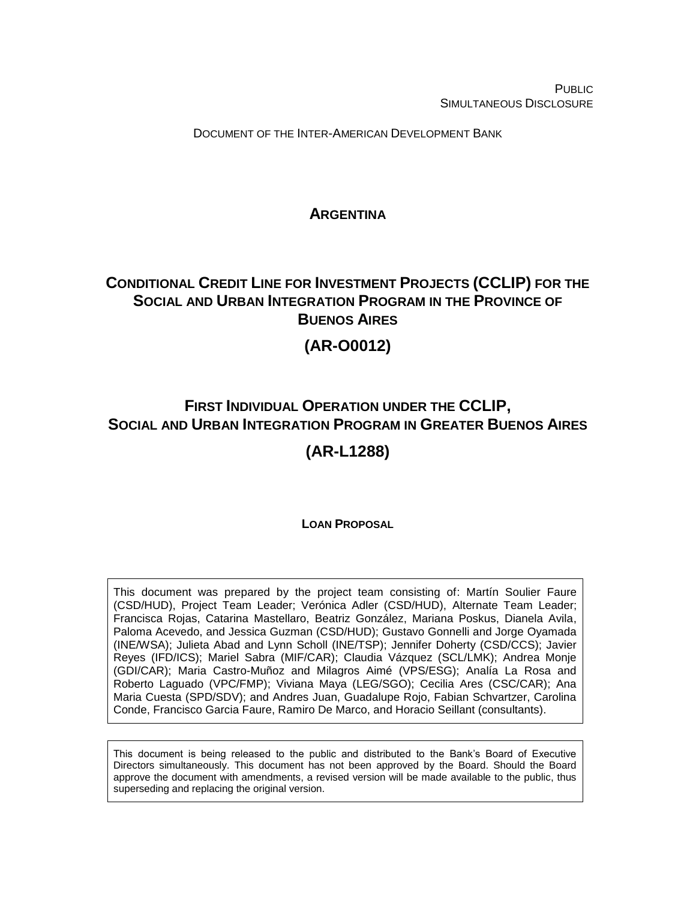PUBLIC
SIMULTANEOUS DISCLOSURE

DOCUMENT OF THE INTER-AMERICAN DEVELOPMENT BANK

# ARGENTINA

# CONDITIONAL CREDIT LINE FOR INVESTMENT PROJECTS (CCLIP) FOR THE SOCIAL AND URBAN INTEGRATION PROGRAM IN THE PROVINCE OF BUENOS AIRES

# (AR-O0012)

# FIRST INDIVIDUAL OPERATION UNDER THE CCLIP, SOCIAL AND URBAN INTEGRATION PROGRAM IN GREATER BUENOS AIRES

# (AR-L1288)

**LOAN PROPOSAL**

This document was prepared by the project team consisting of: Martín Soulier Faure (CSD/HUD), Project Team Leader; Verónica Adler (CSD/HUD), Alternate Team Leader; Francisca Rojas, Catarina Mastellaro, Beatriz González, Mariana Poskus, Dianela Avila, Paloma Acevedo, and Jessica Guzman (CSD/HUD); Gustavo Gonnelli and Jorge Oyamada (INE/WSA); Julieta Abad and Lynn Scholl (INE/TSP); Jennifer Doherty (CSD/CCS); Javier Reyes (IFD/ICS); Mariel Sabra (MIF/CAR); Claudia Vázquez (SCL/LMK); Andrea Monje (GDI/CAR); Maria Castro-Muñoz and Milagros Aimé (VPS/ESG); Analía La Rosa and Roberto Laguado (VPC/FMP); Viviana Maya (LEG/SGO); Cecilia Ares (CSC/CAR); Ana Maria Cuesta (SPD/SDV); and Andres Juan, Guadalupe Rojo, Fabian Schvartzer, Carolina Conde, Francisco Garcia Faure, Ramiro De Marco, and Horacio Seillant (consultants).

This document is being released to the public and distributed to the Bank's Board of Executive Directors simultaneously. This document has not been approved by the Board. Should the Board approve the document with amendments, a revised version will be made available to the public, thus superseding and replacing the original version.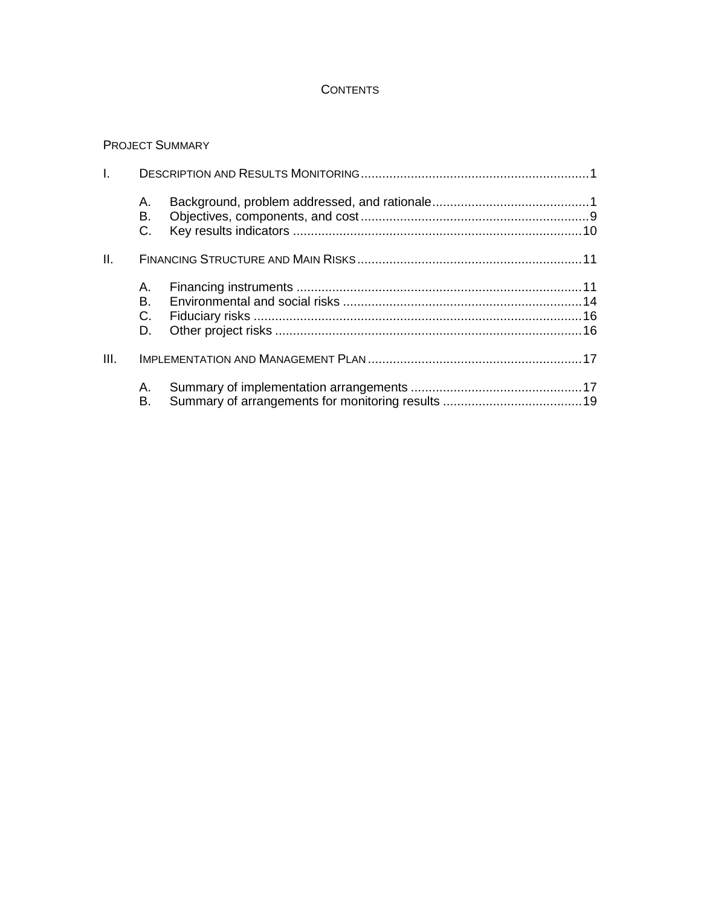# CONTENTS

PROJECT SUMMARY

I. DESCRIPTION AND RESULTS MONITORING ........ 1

- A. Background, problem addressed, and rationale ........ 1
- B. Objectives, components, and cost ........ 9
- C. Key results indicators ........ 10

II. FINANCING STRUCTURE AND MAIN RISKS ........ 11

- A. Financing instruments ........ 11
- B. Environmental and social risks ........ 14
- C. Fiduciary risks ........ 16
- D. Other project risks ........ 16

III. IMPLEMENTATION AND MANAGEMENT PLAN ........ 17

- A. Summary of implementation arrangements ........ 17
- B. Summary of arrangements for monitoring results ........ 19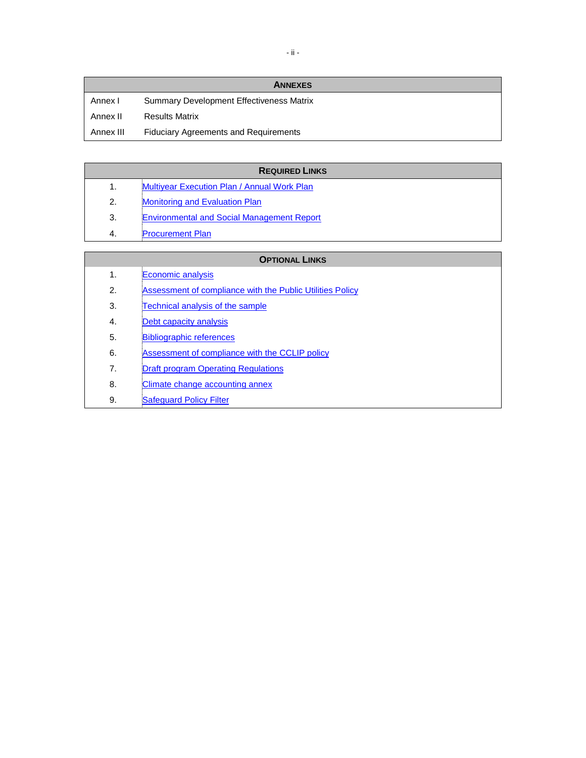| ANNEXES | |
|---|---|
| Annex I | Summary Development Effectiveness Matrix |
| Annex II | Results Matrix |
| Annex III | Fiduciary Agreements and Requirements |

| REQUIRED LINKS | |
|---|---|
| 1. | Multiyear Execution Plan / Annual Work Plan |
| 2. | Monitoring and Evaluation Plan |
| 3. | Environmental and Social Management Report |
| 4. | Procurement Plan |

| OPTIONAL LINKS | |
|---|---|
| 1. | Economic analysis |
| 2. | Assessment of compliance with the Public Utilities Policy |
| 3. | Technical analysis of the sample |
| 4. | Debt capacity analysis |
| 5. | Bibliographic references |
| 6. | Assessment of compliance with the CCLIP policy |
| 7. | Draft program Operating Regulations |
| 8. | Climate change accounting annex |
| 9. | Safeguard Policy Filter |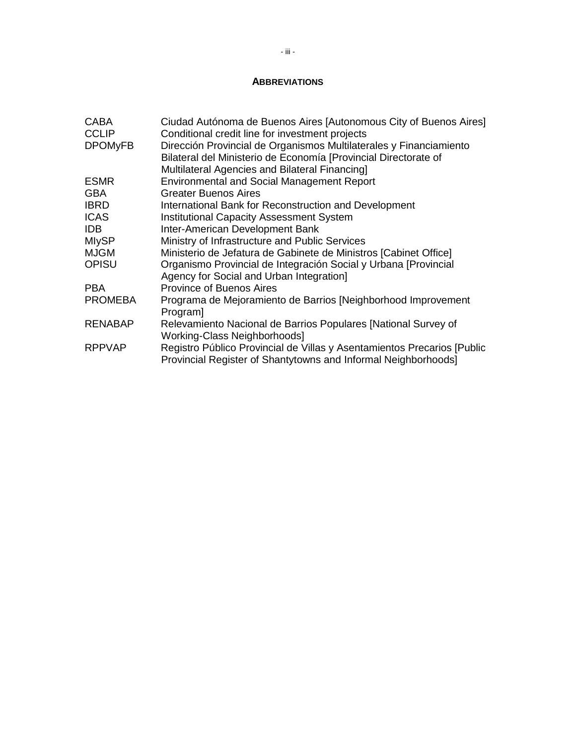## ABBREVIATIONS

| | |
|---|---|
| CABA | Ciudad Autónoma de Buenos Aires [Autonomous City of Buenos Aires] |
| CCLIP | Conditional credit line for investment projects |
| DPOMyFB | Dirección Provincial de Organismos Multilaterales y Financiamiento Bilateral del Ministerio de Economía [Provincial Directorate of Multilateral Agencies and Bilateral Financing] |
| ESMR | Environmental and Social Management Report |
| GBA | Greater Buenos Aires |
| IBRD | International Bank for Reconstruction and Development |
| ICAS | Institutional Capacity Assessment System |
| IDB | Inter-American Development Bank |
| MIySP | Ministry of Infrastructure and Public Services |
| MJGM | Ministerio de Jefatura de Gabinete de Ministros [Cabinet Office] |
| OPISU | Organismo Provincial de Integración Social y Urbana [Provincial Agency for Social and Urban Integration] |
| PBA | Province of Buenos Aires |
| PROMEBA | Programa de Mejoramiento de Barrios [Neighborhood Improvement Program] |
| RENABAP | Relevamiento Nacional de Barrios Populares [National Survey of Working-Class Neighborhoods] |
| RPPVAP | Registro Público Provincial de Villas y Asentamientos Precarios [Public Provincial Register of Shantytowns and Informal Neighborhoods] |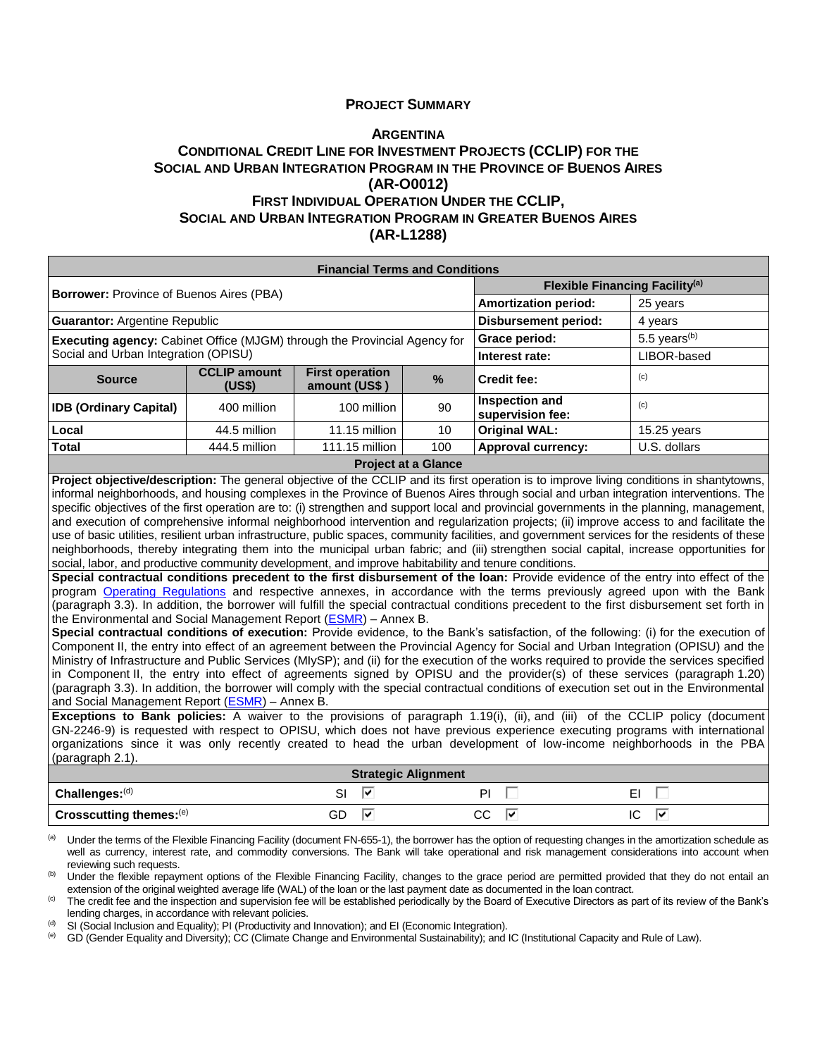# PROJECT SUMMARY

## ARGENTINA
## CONDITIONAL CREDIT LINE FOR INVESTMENT PROJECTS (CCLIP) FOR THE SOCIAL AND URBAN INTEGRATION PROGRAM IN THE PROVINCE OF BUENOS AIRES (AR-O0012)
## FIRST INDIVIDUAL OPERATION UNDER THE CCLIP, SOCIAL AND URBAN INTEGRATION PROGRAM IN GREATER BUENOS AIRES (AR-L1288)

| **Financial Terms and Conditions** | | | | | |
|---|---|---|---|---|---|
| **Borrower:** Province of Buenos Aires (PBA) | | | | **Flexible Financing Facility**[(a)] | |
| | | | | **Amortization period:** | 25 years |
| **Guarantor:** Argentine Republic | | | | **Disbursement period:** | 4 years |
| **Executing agency:** Cabinet Office (MJGM) through the Provincial Agency for Social and Urban Integration (OPISU) | | | | **Grace period:** | 5.5 years[(b)] |
| | | | | **Interest rate:** | LIBOR-based |
| **Source** | **CCLIP amount (US$)** | **First operation amount (US$ )** | **%** | **Credit fee:** | [(c)] |
| **IDB (Ordinary Capital)** | 400 million | 100 million | 90 | **Inspection and supervision fee:** | [(c)] |
| **Local** | 44.5 million | 11.15 million | 10 | **Original WAL:** | 15.25 years |
| **Total** | 444.5 million | 111.15 million | 100 | **Approval currency:** | U.S. dollars |

**Project at a Glance**

**Project objective/description:** The general objective of the CCLIP and its first operation is to improve living conditions in shantytowns, informal neighborhoods, and housing complexes in the Province of Buenos Aires through social and urban integration interventions. The specific objectives of the first operation are to: (i) strengthen and support local and provincial governments in the planning, management, and execution of comprehensive informal neighborhood intervention and regularization projects; (ii) improve access to and facilitate the use of basic utilities, resilient urban infrastructure, public spaces, community facilities, and government services for the residents of these neighborhoods, thereby integrating them into the municipal urban fabric; and (iii) strengthen social capital, increase opportunities for social, labor, and productive community development, and improve habitability and tenure conditions.

**Special contractual conditions precedent to the first disbursement of the loan:** Provide evidence of the entry into effect of the program Operating Regulations and respective annexes, in accordance with the terms previously agreed upon with the Bank (paragraph 3.3). In addition, the borrower will fulfill the special contractual conditions precedent to the first disbursement set forth in the Environmental and Social Management Report (ESMR) – Annex B.

**Special contractual conditions of execution:** Provide evidence, to the Bank's satisfaction, of the following: (i) for the execution of Component II, the entry into effect of an agreement between the Provincial Agency for Social and Urban Integration (OPISU) and the Ministry of Infrastructure and Public Services (MIySP); and (ii) for the execution of the works required to provide the services specified in Component II, the entry into effect of agreements signed by OPISU and the provider(s) of these services (paragraph 1.20) (paragraph 3.3). In addition, the borrower will comply with the special contractual conditions of execution set out in the Environmental and Social Management Report (ESMR) – Annex B.

**Exceptions to Bank policies:** A waiver to the provisions of paragraph 1.19(i), (ii), and (iii) of the CCLIP policy (document GN-2246-9) is requested with respect to OPISU, which does not have previous experience executing programs with international organizations since it was only recently created to head the urban development of low-income neighborhoods in the PBA (paragraph 2.1).

| **Strategic Alignment** | | | |
|---|---|---|---|
| **Challenges:**[(d)] | SI ☑ | PI ☐ | EI ☐ |
| **Crosscutting themes:**[(e)] | GD ☑ | CC ☑ | IC ☑ |

[(a)] Under the terms of the Flexible Financing Facility (document FN-655-1), the borrower has the option of requesting changes in the amortization schedule as well as currency, interest rate, and commodity conversions. The Bank will take operational and risk management considerations into account when reviewing such requests.

[(b)] Under the flexible repayment options of the Flexible Financing Facility, changes to the grace period are permitted provided that they do not entail an extension of the original weighted average life (WAL) of the loan or the last payment date as documented in the loan contract.

[(c)] The credit fee and the inspection and supervision fee will be established periodically by the Board of Executive Directors as part of its review of the Bank's lending charges, in accordance with relevant policies.

[(d)] SI (Social Inclusion and Equality); PI (Productivity and Innovation); and EI (Economic Integration).

[(e)] GD (Gender Equality and Diversity); CC (Climate Change and Environmental Sustainability); and IC (Institutional Capacity and Rule of Law).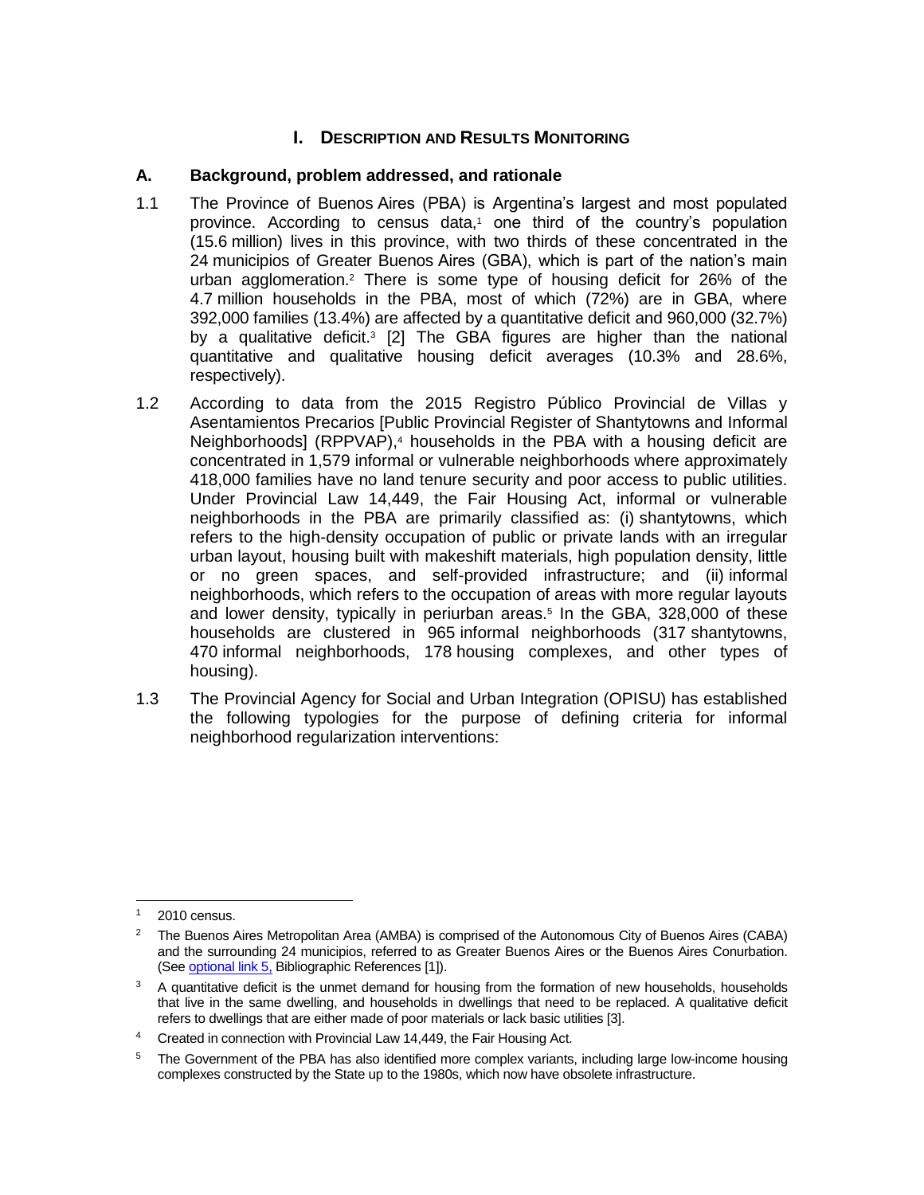# I. DESCRIPTION AND RESULTS MONITORING

## A. Background, problem addressed, and rationale

1.1 The Province of Buenos Aires (PBA) is Argentina's largest and most populated province. According to census data,[1] one third of the country's population (15.6 million) lives in this province, with two thirds of these concentrated in the 24 municipios of Greater Buenos Aires (GBA), which is part of the nation's main urban agglomeration.[2] There is some type of housing deficit for 26% of the 4.7 million households in the PBA, most of which (72%) are in GBA, where 392,000 families (13.4%) are affected by a quantitative deficit and 960,000 (32.7%) by a qualitative deficit.[3] [2] The GBA figures are higher than the national quantitative and qualitative housing deficit averages (10.3% and 28.6%, respectively).

1.2 According to data from the 2015 Registro Público Provincial de Villas y Asentamientos Precarios [Public Provincial Register of Shantytowns and Informal Neighborhoods] (RPPVAP),[4] households in the PBA with a housing deficit are concentrated in 1,579 informal or vulnerable neighborhoods where approximately 418,000 families have no land tenure security and poor access to public utilities. Under Provincial Law 14,449, the Fair Housing Act, informal or vulnerable neighborhoods in the PBA are primarily classified as: (i) shantytowns, which refers to the high-density occupation of public or private lands with an irregular urban layout, housing built with makeshift materials, high population density, little or no green spaces, and self-provided infrastructure; and (ii) informal neighborhoods, which refers to the occupation of areas with more regular layouts and lower density, typically in periurban areas.[5] In the GBA, 328,000 of these households are clustered in 965 informal neighborhoods (317 shantytowns, 470 informal neighborhoods, 178 housing complexes, and other types of housing).

1.3 The Provincial Agency for Social and Urban Integration (OPISU) has established the following typologies for the purpose of defining criteria for informal neighborhood regularization interventions:

---

[1] 2010 census.

[2] The Buenos Aires Metropolitan Area (AMBA) is comprised of the Autonomous City of Buenos Aires (CABA) and the surrounding 24 municipios, referred to as Greater Buenos Aires or the Buenos Aires Conurbation. (See optional link 5, Bibliographic References [1]).

[3] A quantitative deficit is the unmet demand for housing from the formation of new households, households that live in the same dwelling, and households in dwellings that need to be replaced. A qualitative deficit refers to dwellings that are either made of poor materials or lack basic utilities [3].

[4] Created in connection with Provincial Law 14,449, the Fair Housing Act.

[5] The Government of the PBA has also identified more complex variants, including large low-income housing complexes constructed by the State up to the 1980s, which now have obsolete infrastructure.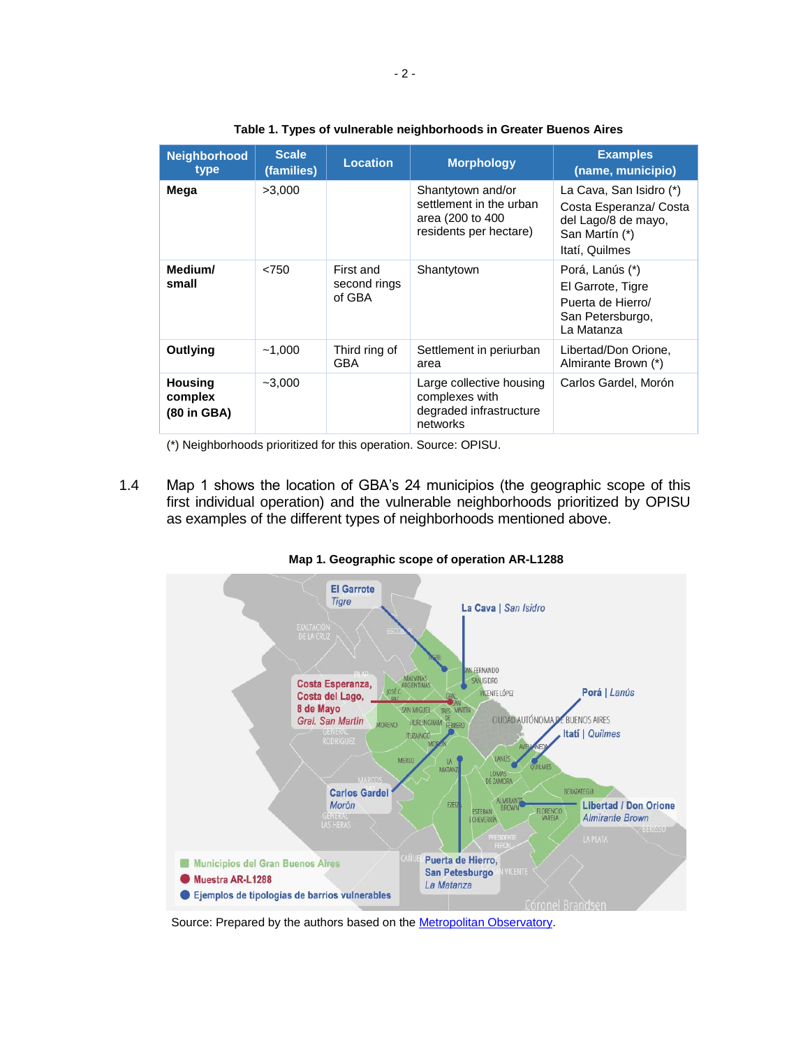**Table 1. Types of vulnerable neighborhoods in Greater Buenos Aires**

| Neighborhood type | Scale (families) | Location | Morphology | Examples (name, municipio) |
|---|---|---|---|---|
| **Mega** | >3,000 | | Shantytown and/or settlement in the urban area (200 to 400 residents per hectare) | La Cava, San Isidro (*)<br>Costa Esperanza/ Costa del Lago/8 de mayo, San Martín (*)<br>Itatí, Quilmes |
| **Medium/ small** | <750 | First and second rings of GBA | Shantytown | Porá, Lanús (*)<br>El Garrote, Tigre<br>Puerta de Hierro/ San Petersburgo, La Matanza |
| **Outlying** | ~1,000 | Third ring of GBA | Settlement in periurban area | Libertad/Don Orione, Almirante Brown (*) |
| **Housing complex (80 in GBA)** | ~3,000 | | Large collective housing complexes with degraded infrastructure networks | Carlos Gardel, Morón |

(*) Neighborhoods prioritized for this operation. Source: OPISU.

1.4 Map 1 shows the location of GBA's 24 municipios (the geographic scope of this first individual operation) and the vulnerable neighborhoods prioritized by OPISU as examples of the different types of neighborhoods mentioned above.

**Map 1. Geographic scope of operation AR-L1288**

Source: Prepared by the authors based on the Metropolitan Observatory.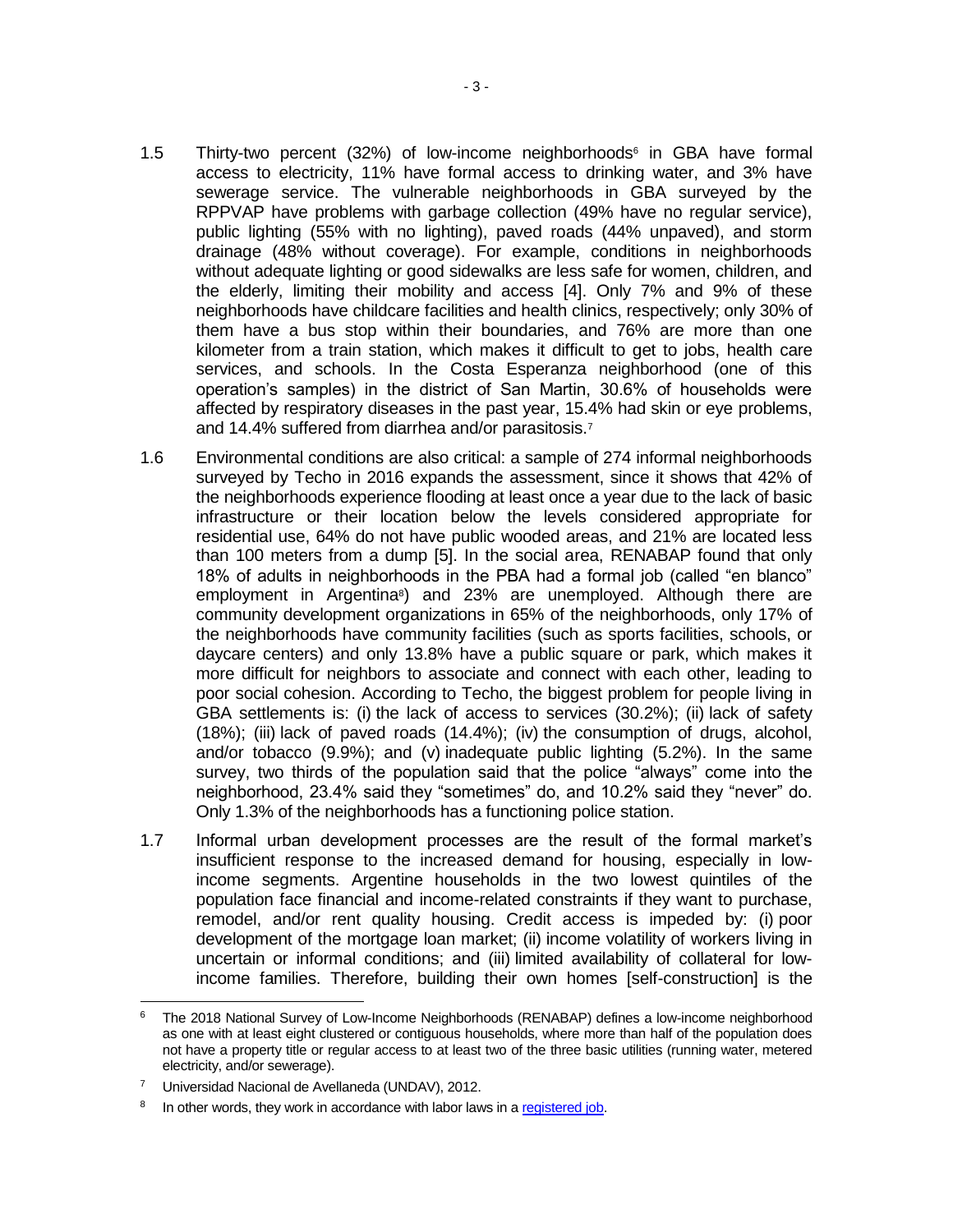1.5 Thirty-two percent (32%) of low-income neighborhoods[6] in GBA have formal access to electricity, 11% have formal access to drinking water, and 3% have sewerage service. The vulnerable neighborhoods in GBA surveyed by the RPPVAP have problems with garbage collection (49% have no regular service), public lighting (55% with no lighting), paved roads (44% unpaved), and storm drainage (48% without coverage). For example, conditions in neighborhoods without adequate lighting or good sidewalks are less safe for women, children, and the elderly, limiting their mobility and access [4]. Only 7% and 9% of these neighborhoods have childcare facilities and health clinics, respectively; only 30% of them have a bus stop within their boundaries, and 76% are more than one kilometer from a train station, which makes it difficult to get to jobs, health care services, and schools. In the Costa Esperanza neighborhood (one of this operation's samples) in the district of San Martin, 30.6% of households were affected by respiratory diseases in the past year, 15.4% had skin or eye problems, and 14.4% suffered from diarrhea and/or parasitosis.[7]

1.6 Environmental conditions are also critical: a sample of 274 informal neighborhoods surveyed by Techo in 2016 expands the assessment, since it shows that 42% of the neighborhoods experience flooding at least once a year due to the lack of basic infrastructure or their location below the levels considered appropriate for residential use, 64% do not have public wooded areas, and 21% are located less than 100 meters from a dump [5]. In the social area, RENABAP found that only 18% of adults in neighborhoods in the PBA had a formal job (called "en blanco" employment in Argentina[8]) and 23% are unemployed. Although there are community development organizations in 65% of the neighborhoods, only 17% of the neighborhoods have community facilities (such as sports facilities, schools, or daycare centers) and only 13.8% have a public square or park, which makes it more difficult for neighbors to associate and connect with each other, leading to poor social cohesion. According to Techo, the biggest problem for people living in GBA settlements is: (i) the lack of access to services (30.2%); (ii) lack of safety (18%); (iii) lack of paved roads (14.4%); (iv) the consumption of drugs, alcohol, and/or tobacco (9.9%); and (v) inadequate public lighting (5.2%). In the same survey, two thirds of the population said that the police "always" come into the neighborhood, 23.4% said they "sometimes" do, and 10.2% said they "never" do. Only 1.3% of the neighborhoods has a functioning police station.

1.7 Informal urban development processes are the result of the formal market's insufficient response to the increased demand for housing, especially in low-income segments. Argentine households in the two lowest quintiles of the population face financial and income-related constraints if they want to purchase, remodel, and/or rent quality housing. Credit access is impeded by: (i) poor development of the mortgage loan market; (ii) income volatility of workers living in uncertain or informal conditions; and (iii) limited availability of collateral for low-income families. Therefore, building their own homes [self-construction] is the

---

[6] The 2018 National Survey of Low-Income Neighborhoods (RENABAP) defines a low-income neighborhood as one with at least eight clustered or contiguous households, where more than half of the population does not have a property title or regular access to at least two of the three basic utilities (running water, metered electricity, and/or sewerage).

[7] Universidad Nacional de Avellaneda (UNDAV), 2012.

[8] In other words, they work in accordance with labor laws in a registered job.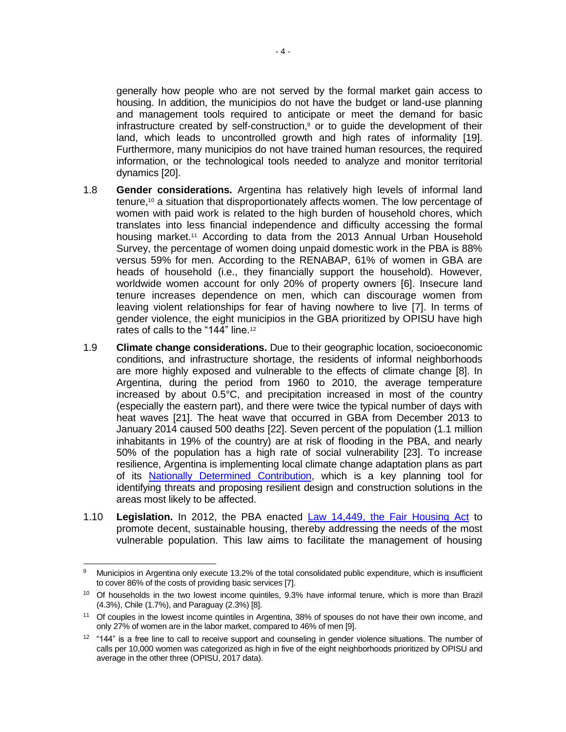generally how people who are not served by the formal market gain access to housing. In addition, the municipios do not have the budget or land-use planning and management tools required to anticipate or meet the demand for basic infrastructure created by self-construction,[9] or to guide the development of their land, which leads to uncontrolled growth and high rates of informality [19]. Furthermore, many municipios do not have trained human resources, the required information, or the technological tools needed to analyze and monitor territorial dynamics [20].

1.8 **Gender considerations.** Argentina has relatively high levels of informal land tenure,[10] a situation that disproportionately affects women. The low percentage of women with paid work is related to the high burden of household chores, which translates into less financial independence and difficulty accessing the formal housing market.[11] According to data from the 2013 Annual Urban Household Survey, the percentage of women doing unpaid domestic work in the PBA is 88% versus 59% for men. According to the RENABAP, 61% of women in GBA are heads of household (i.e., they financially support the household). However, worldwide women account for only 20% of property owners [6]. Insecure land tenure increases dependence on men, which can discourage women from leaving violent relationships for fear of having nowhere to live [7]. In terms of gender violence, the eight municipios in the GBA prioritized by OPISU have high rates of calls to the "144" line.[12]

1.9 **Climate change considerations.** Due to their geographic location, socioeconomic conditions, and infrastructure shortage, the residents of informal neighborhoods are more highly exposed and vulnerable to the effects of climate change [8]. In Argentina, during the period from 1960 to 2010, the average temperature increased by about 0.5°C, and precipitation increased in most of the country (especially the eastern part), and there were twice the typical number of days with heat waves [21]. The heat wave that occurred in GBA from December 2013 to January 2014 caused 500 deaths [22]. Seven percent of the population (1.1 million inhabitants in 19% of the country) are at risk of flooding in the PBA, and nearly 50% of the population has a high rate of social vulnerability [23]. To increase resilience, Argentina is implementing local climate change adaptation plans as part of its Nationally Determined Contribution, which is a key planning tool for identifying threats and proposing resilient design and construction solutions in the areas most likely to be affected.

1.10 **Legislation.** In 2012, the PBA enacted Law 14,449, the Fair Housing Act to promote decent, sustainable housing, thereby addressing the needs of the most vulnerable population. This law aims to facilitate the management of housing

---

[9] Municipios in Argentina only execute 13.2% of the total consolidated public expenditure, which is insufficient to cover 86% of the costs of providing basic services [7].

[10] Of households in the two lowest income quintiles, 9.3% have informal tenure, which is more than Brazil (4.3%), Chile (1.7%), and Paraguay (2.3%) [8].

[11] Of couples in the lowest income quintiles in Argentina, 38% of spouses do not have their own income, and only 27% of women are in the labor market, compared to 46% of men [9].

[12] "144" is a free line to call to receive support and counseling in gender violence situations. The number of calls per 10,000 women was categorized as high in five of the eight neighborhoods prioritized by OPISU and average in the other three (OPISU, 2017 data).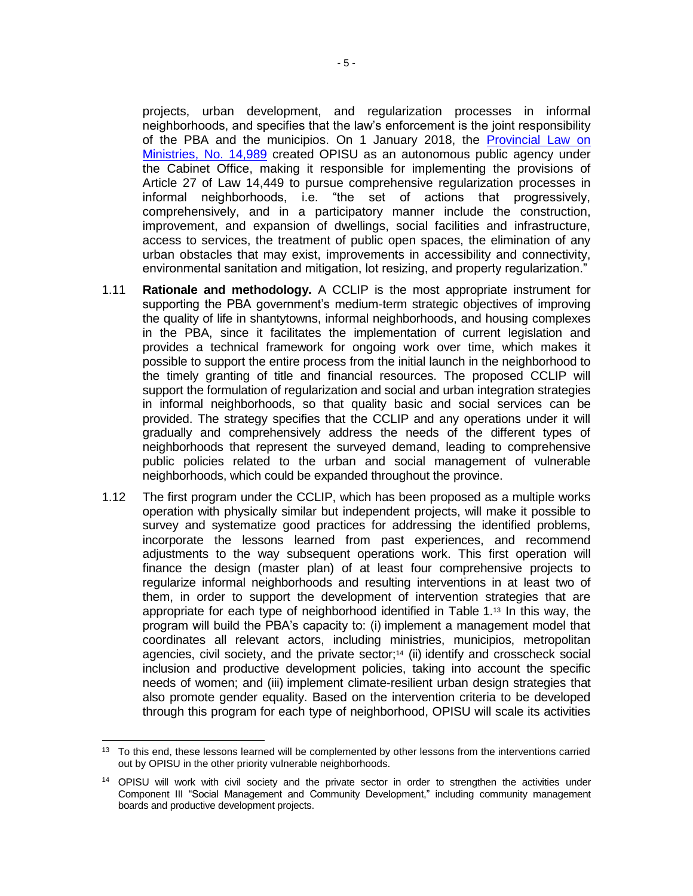projects, urban development, and regularization processes in informal neighborhoods, and specifies that the law's enforcement is the joint responsibility of the PBA and the municipios. On 1 January 2018, the Provincial Law on Ministries, No. 14,989 created OPISU as an autonomous public agency under the Cabinet Office, making it responsible for implementing the provisions of Article 27 of Law 14,449 to pursue comprehensive regularization processes in informal neighborhoods, i.e. "the set of actions that progressively, comprehensively, and in a participatory manner include the construction, improvement, and expansion of dwellings, social facilities and infrastructure, access to services, the treatment of public open spaces, the elimination of any urban obstacles that may exist, improvements in accessibility and connectivity, environmental sanitation and mitigation, lot resizing, and property regularization."

1.11 **Rationale and methodology.** A CCLIP is the most appropriate instrument for supporting the PBA government's medium-term strategic objectives of improving the quality of life in shantytowns, informal neighborhoods, and housing complexes in the PBA, since it facilitates the implementation of current legislation and provides a technical framework for ongoing work over time, which makes it possible to support the entire process from the initial launch in the neighborhood to the timely granting of title and financial resources. The proposed CCLIP will support the formulation of regularization and social and urban integration strategies in informal neighborhoods, so that quality basic and social services can be provided. The strategy specifies that the CCLIP and any operations under it will gradually and comprehensively address the needs of the different types of neighborhoods that represent the surveyed demand, leading to comprehensive public policies related to the urban and social management of vulnerable neighborhoods, which could be expanded throughout the province.

1.12 The first program under the CCLIP, which has been proposed as a multiple works operation with physically similar but independent projects, will make it possible to survey and systematize good practices for addressing the identified problems, incorporate the lessons learned from past experiences, and recommend adjustments to the way subsequent operations work. This first operation will finance the design (master plan) of at least four comprehensive projects to regularize informal neighborhoods and resulting interventions in at least two of them, in order to support the development of intervention strategies that are appropriate for each type of neighborhood identified in Table 1.[13] In this way, the program will build the PBA's capacity to: (i) implement a management model that coordinates all relevant actors, including ministries, municipios, metropolitan agencies, civil society, and the private sector;[14] (ii) identify and crosscheck social inclusion and productive development policies, taking into account the specific needs of women; and (iii) implement climate-resilient urban design strategies that also promote gender equality. Based on the intervention criteria to be developed through this program for each type of neighborhood, OPISU will scale its activities

---

[13] To this end, these lessons learned will be complemented by other lessons from the interventions carried out by OPISU in the other priority vulnerable neighborhoods.

[14] OPISU will work with civil society and the private sector in order to strengthen the activities under Component III "Social Management and Community Development," including community management boards and productive development projects.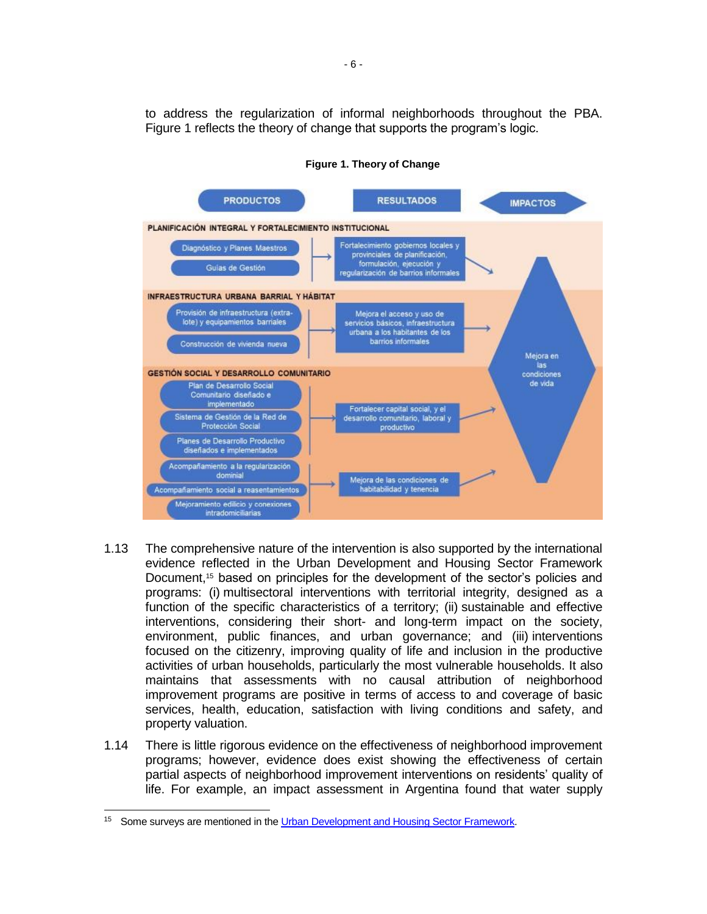to address the regularization of informal neighborhoods throughout the PBA. Figure 1 reflects the theory of change that supports the program's logic.

**Figure 1. Theory of Change**

| PRODUCTOS | RESULTADOS | IMPACTOS |
|---|---|---|
| **PLANIFICACIÓN INTEGRAL Y FORTALECIMIENTO INSTITUCIONAL** | | |
| Diagnóstico y Planes Maestros; Guías de Gestión | Fortalecimiento gobiernos locales y provinciales de planificación, formulación, ejecución y regularización de barrios informales | Mejora en las condiciones de vida |
| **INFRAESTRUCTURA URBANA BARRIAL Y HÁBITAT** | | |
| Provisión de infraestructura (extra-lote) y equipamientos barriales; Construcción de vivienda nueva | Mejora el acceso y uso de servicios básicos, infraestructura urbana a los habitantes de los barrios informales | |
| **GESTIÓN SOCIAL Y DESARROLLO COMUNITARIO** | | |
| Plan de Desarrollo Social Comunitario diseñado e implementado; Sistema de Gestión de la Red de Protección Social; Planes de Desarrollo Productivo diseñados e implementados | Fortalecer capital social, y el desarrollo comunitario, laboral y productivo | |
| Acompañamiento a la regularización dominial; Acompañamiento social a reasentamientos; Mejoramiento edilicio y conexiones intradomiciliarias | Mejora de las condiciones de habitabilidad y tenencia | |

1.13 The comprehensive nature of the intervention is also supported by the international evidence reflected in the Urban Development and Housing Sector Framework Document,[15] based on principles for the development of the sector's policies and programs: (i) multisectoral interventions with territorial integrity, designed as a function of the specific characteristics of a territory; (ii) sustainable and effective interventions, considering their short- and long-term impact on the society, environment, public finances, and urban governance; and (iii) interventions focused on the citizenry, improving quality of life and inclusion in the productive activities of urban households, particularly the most vulnerable households. It also maintains that assessments with no causal attribution of neighborhood improvement programs are positive in terms of access to and coverage of basic services, health, education, satisfaction with living conditions and safety, and property valuation.

1.14 There is little rigorous evidence on the effectiveness of neighborhood improvement programs; however, evidence does exist showing the effectiveness of certain partial aspects of neighborhood improvement interventions on residents' quality of life. For example, an impact assessment in Argentina found that water supply

[15] Some surveys are mentioned in the Urban Development and Housing Sector Framework.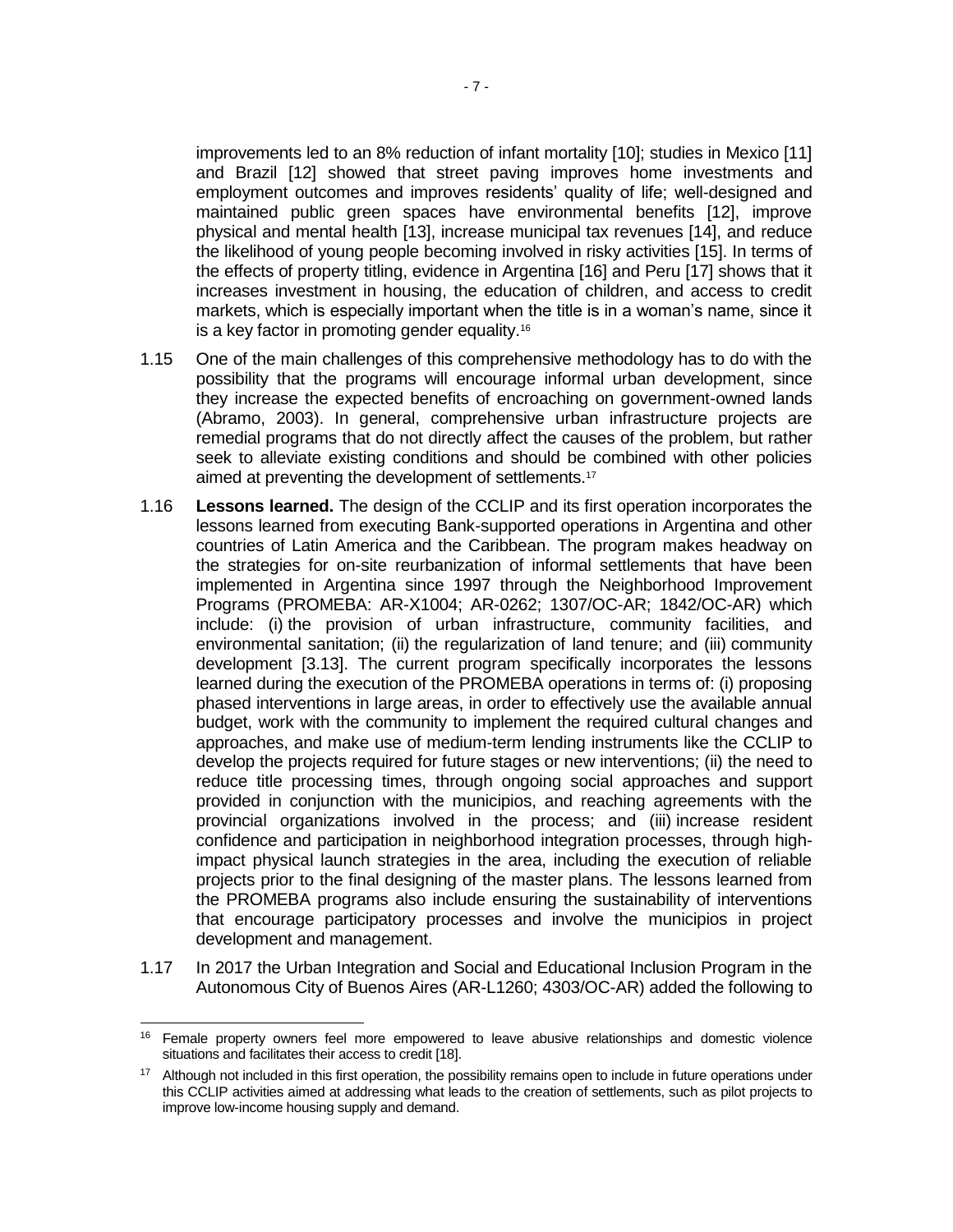improvements led to an 8% reduction of infant mortality [10]; studies in Mexico [11] and Brazil [12] showed that street paving improves home investments and employment outcomes and improves residents' quality of life; well-designed and maintained public green spaces have environmental benefits [12], improve physical and mental health [13], increase municipal tax revenues [14], and reduce the likelihood of young people becoming involved in risky activities [15]. In terms of the effects of property titling, evidence in Argentina [16] and Peru [17] shows that it increases investment in housing, the education of children, and access to credit markets, which is especially important when the title is in a woman's name, since it is a key factor in promoting gender equality.[16]

1.15 One of the main challenges of this comprehensive methodology has to do with the possibility that the programs will encourage informal urban development, since they increase the expected benefits of encroaching on government-owned lands (Abramo, 2003). In general, comprehensive urban infrastructure projects are remedial programs that do not directly affect the causes of the problem, but rather seek to alleviate existing conditions and should be combined with other policies aimed at preventing the development of settlements.[17]

1.16 **Lessons learned.** The design of the CCLIP and its first operation incorporates the lessons learned from executing Bank-supported operations in Argentina and other countries of Latin America and the Caribbean. The program makes headway on the strategies for on-site reurbanization of informal settlements that have been implemented in Argentina since 1997 through the Neighborhood Improvement Programs (PROMEBA: AR-X1004; AR-0262; 1307/OC-AR; 1842/OC-AR) which include: (i) the provision of urban infrastructure, community facilities, and environmental sanitation; (ii) the regularization of land tenure; and (iii) community development [3.13]. The current program specifically incorporates the lessons learned during the execution of the PROMEBA operations in terms of: (i) proposing phased interventions in large areas, in order to effectively use the available annual budget, work with the community to implement the required cultural changes and approaches, and make use of medium-term lending instruments like the CCLIP to develop the projects required for future stages or new interventions; (ii) the need to reduce title processing times, through ongoing social approaches and support provided in conjunction with the municipios, and reaching agreements with the provincial organizations involved in the process; and (iii) increase resident confidence and participation in neighborhood integration processes, through high-impact physical launch strategies in the area, including the execution of reliable projects prior to the final designing of the master plans. The lessons learned from the PROMEBA programs also include ensuring the sustainability of interventions that encourage participatory processes and involve the municipios in project development and management.

1.17 In 2017 the Urban Integration and Social and Educational Inclusion Program in the Autonomous City of Buenos Aires (AR-L1260; 4303/OC-AR) added the following to

[16] Female property owners feel more empowered to leave abusive relationships and domestic violence situations and facilitates their access to credit [18].

[17] Although not included in this first operation, the possibility remains open to include in future operations under this CCLIP activities aimed at addressing what leads to the creation of settlements, such as pilot projects to improve low-income housing supply and demand.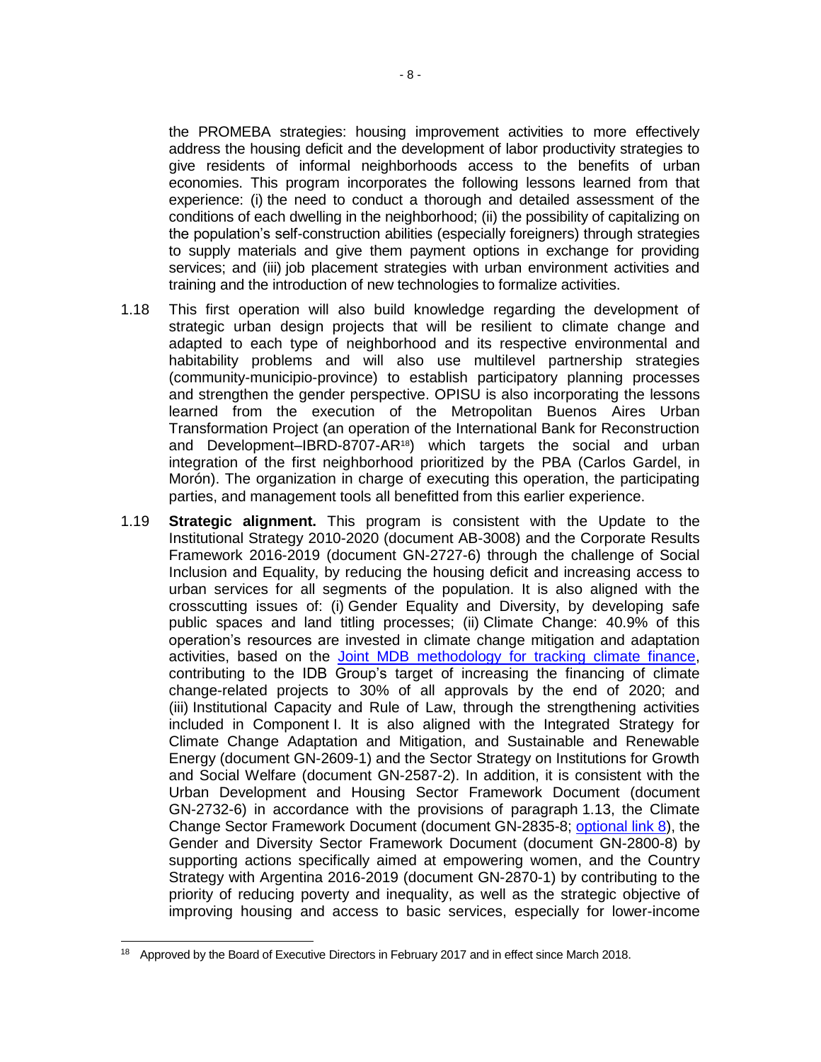the PROMEBA strategies: housing improvement activities to more effectively address the housing deficit and the development of labor productivity strategies to give residents of informal neighborhoods access to the benefits of urban economies. This program incorporates the following lessons learned from that experience: (i) the need to conduct a thorough and detailed assessment of the conditions of each dwelling in the neighborhood; (ii) the possibility of capitalizing on the population's self-construction abilities (especially foreigners) through strategies to supply materials and give them payment options in exchange for providing services; and (iii) job placement strategies with urban environment activities and training and the introduction of new technologies to formalize activities.

1.18 This first operation will also build knowledge regarding the development of strategic urban design projects that will be resilient to climate change and adapted to each type of neighborhood and its respective environmental and habitability problems and will also use multilevel partnership strategies (community-municipio-province) to establish participatory planning processes and strengthen the gender perspective. OPISU is also incorporating the lessons learned from the execution of the Metropolitan Buenos Aires Urban Transformation Project (an operation of the International Bank for Reconstruction and Development–IBRD-8707-AR[18]) which targets the social and urban integration of the first neighborhood prioritized by the PBA (Carlos Gardel, in Morón). The organization in charge of executing this operation, the participating parties, and management tools all benefitted from this earlier experience.

1.19 **Strategic alignment.** This program is consistent with the Update to the Institutional Strategy 2010-2020 (document AB-3008) and the Corporate Results Framework 2016-2019 (document GN-2727-6) through the challenge of Social Inclusion and Equality, by reducing the housing deficit and increasing access to urban services for all segments of the population. It is also aligned with the crosscutting issues of: (i) Gender Equality and Diversity, by developing safe public spaces and land titling processes; (ii) Climate Change: 40.9% of this operation's resources are invested in climate change mitigation and adaptation activities, based on the [Joint MDB methodology for tracking climate finance](), contributing to the IDB Group's target of increasing the financing of climate change-related projects to 30% of all approvals by the end of 2020; and (iii) Institutional Capacity and Rule of Law, through the strengthening activities included in Component I. It is also aligned with the Integrated Strategy for Climate Change Adaptation and Mitigation, and Sustainable and Renewable Energy (document GN-2609-1) and the Sector Strategy on Institutions for Growth and Social Welfare (document GN-2587-2). In addition, it is consistent with the Urban Development and Housing Sector Framework Document (document GN-2732-6) in accordance with the provisions of paragraph 1.13, the Climate Change Sector Framework Document (document GN-2835-8; [optional link 8]()), the Gender and Diversity Sector Framework Document (document GN-2800-8) by supporting actions specifically aimed at empowering women, and the Country Strategy with Argentina 2016-2019 (document GN-2870-1) by contributing to the priority of reducing poverty and inequality, as well as the strategic objective of improving housing and access to basic services, especially for lower-income

[18] Approved by the Board of Executive Directors in February 2017 and in effect since March 2018.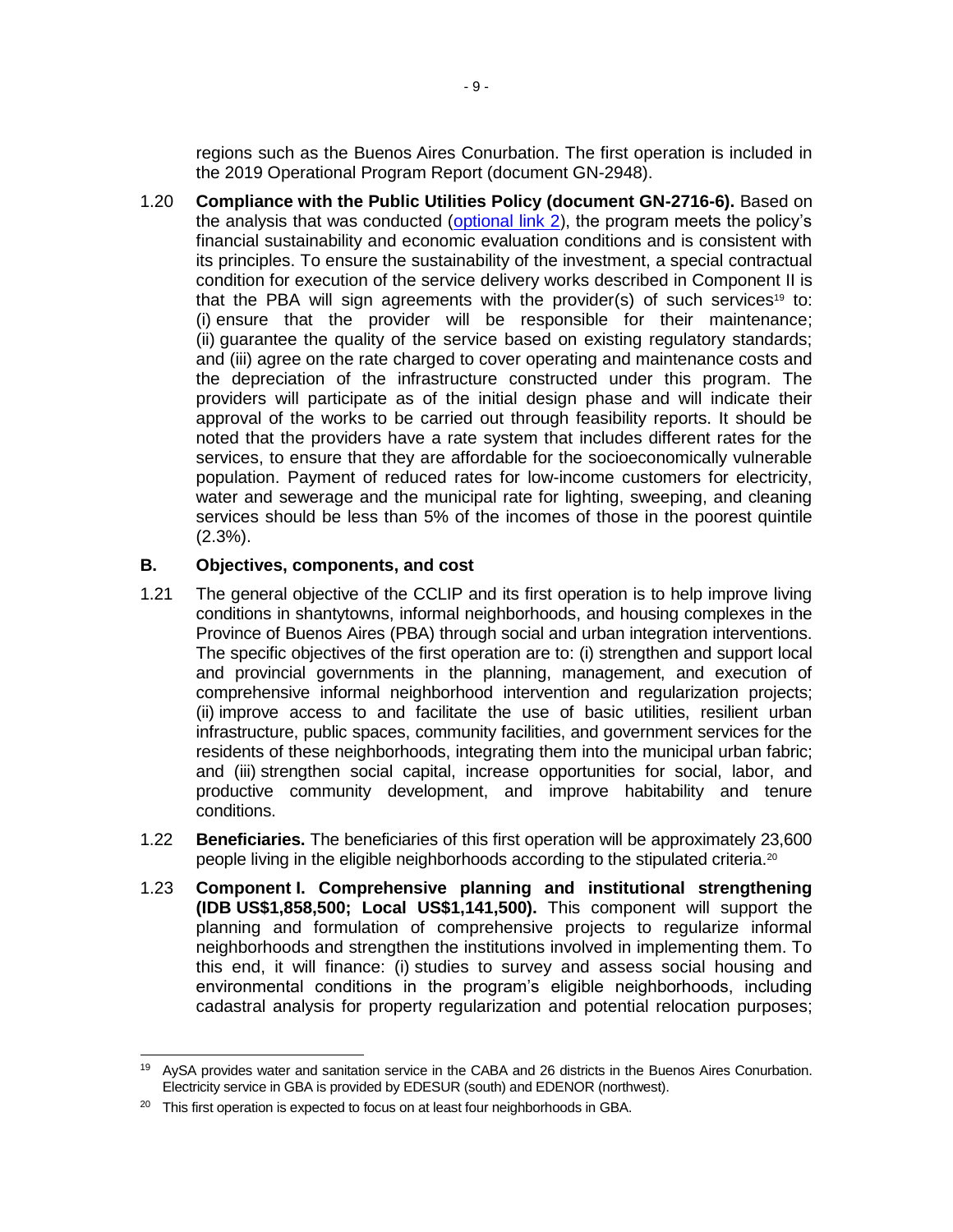regions such as the Buenos Aires Conurbation. The first operation is included in the 2019 Operational Program Report (document GN-2948).

1.20 **Compliance with the Public Utilities Policy (document GN-2716-6).** Based on the analysis that was conducted (optional link 2), the program meets the policy's financial sustainability and economic evaluation conditions and is consistent with its principles. To ensure the sustainability of the investment, a special contractual condition for execution of the service delivery works described in Component II is that the PBA will sign agreements with the provider(s) of such services[19] to: (i) ensure that the provider will be responsible for their maintenance; (ii) guarantee the quality of the service based on existing regulatory standards; and (iii) agree on the rate charged to cover operating and maintenance costs and the depreciation of the infrastructure constructed under this program. The providers will participate as of the initial design phase and will indicate their approval of the works to be carried out through feasibility reports. It should be noted that the providers have a rate system that includes different rates for the services, to ensure that they are affordable for the socioeconomically vulnerable population. Payment of reduced rates for low-income customers for electricity, water and sewerage and the municipal rate for lighting, sweeping, and cleaning services should be less than 5% of the incomes of those in the poorest quintile (2.3%).

## B. Objectives, components, and cost

1.21 The general objective of the CCLIP and its first operation is to help improve living conditions in shantytowns, informal neighborhoods, and housing complexes in the Province of Buenos Aires (PBA) through social and urban integration interventions. The specific objectives of the first operation are to: (i) strengthen and support local and provincial governments in the planning, management, and execution of comprehensive informal neighborhood intervention and regularization projects; (ii) improve access to and facilitate the use of basic utilities, resilient urban infrastructure, public spaces, community facilities, and government services for the residents of these neighborhoods, integrating them into the municipal urban fabric; and (iii) strengthen social capital, increase opportunities for social, labor, and productive community development, and improve habitability and tenure conditions.

1.22 **Beneficiaries.** The beneficiaries of this first operation will be approximately 23,600 people living in the eligible neighborhoods according to the stipulated criteria.[20]

1.23 **Component I. Comprehensive planning and institutional strengthening (IDB US$1,858,500; Local US$1,141,500).** This component will support the planning and formulation of comprehensive projects to regularize informal neighborhoods and strengthen the institutions involved in implementing them. To this end, it will finance: (i) studies to survey and assess social housing and environmental conditions in the program's eligible neighborhoods, including cadastral analysis for property regularization and potential relocation purposes;

---

[19] AySA provides water and sanitation service in the CABA and 26 districts in the Buenos Aires Conurbation. Electricity service in GBA is provided by EDESUR (south) and EDENOR (northwest).

[20] This first operation is expected to focus on at least four neighborhoods in GBA.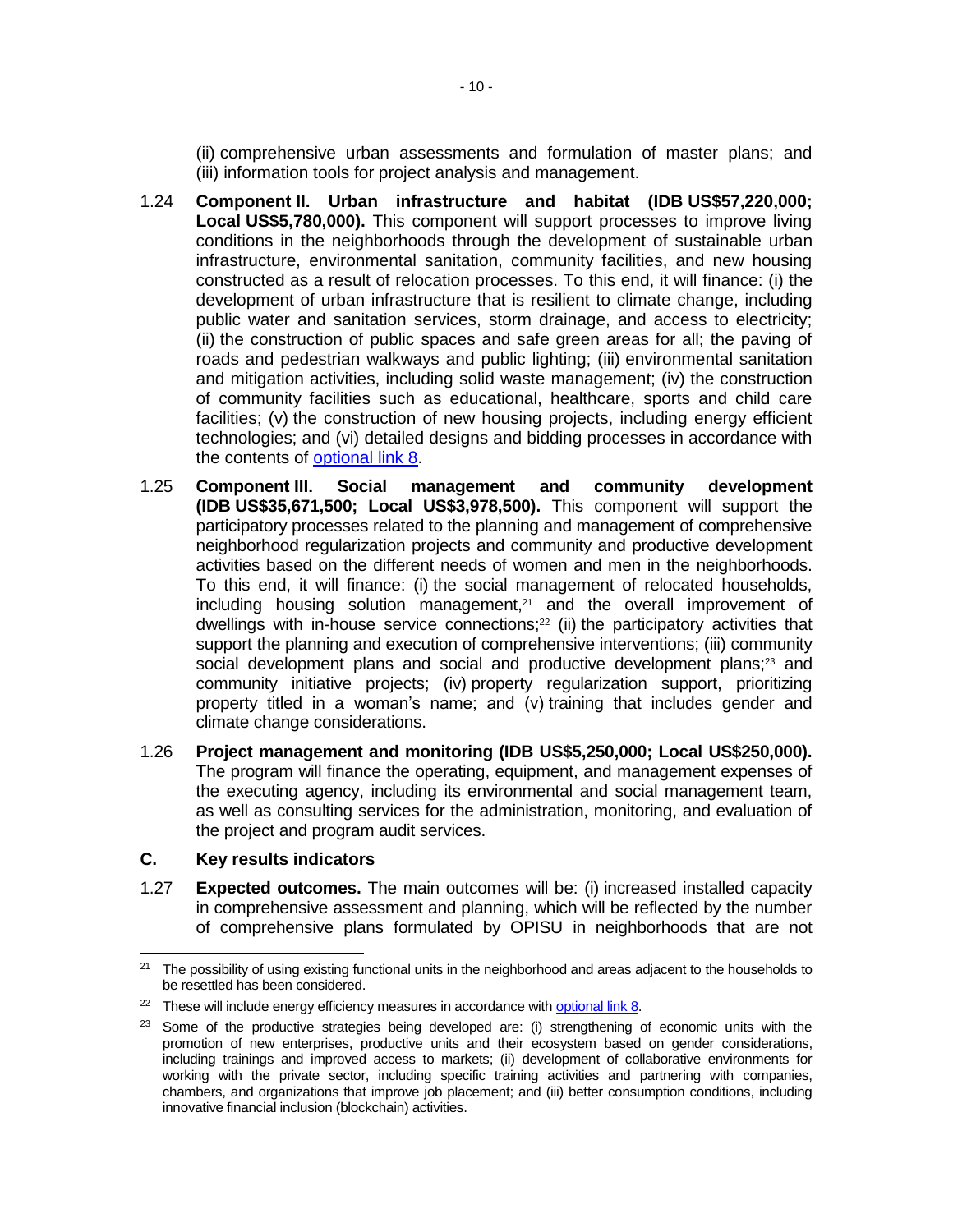(ii) comprehensive urban assessments and formulation of master plans; and (iii) information tools for project analysis and management.

1.24 **Component II. Urban infrastructure and habitat (IDB US$57,220,000; Local US$5,780,000).** This component will support processes to improve living conditions in the neighborhoods through the development of sustainable urban infrastructure, environmental sanitation, community facilities, and new housing constructed as a result of relocation processes. To this end, it will finance: (i) the development of urban infrastructure that is resilient to climate change, including public water and sanitation services, storm drainage, and access to electricity; (ii) the construction of public spaces and safe green areas for all; the paving of roads and pedestrian walkways and public lighting; (iii) environmental sanitation and mitigation activities, including solid waste management; (iv) the construction of community facilities such as educational, healthcare, sports and child care facilities; (v) the construction of new housing projects, including energy efficient technologies; and (vi) detailed designs and bidding processes in accordance with the contents of optional link 8.

1.25 **Component III. Social management and community development (IDB US$35,671,500; Local US$3,978,500).** This component will support the participatory processes related to the planning and management of comprehensive neighborhood regularization projects and community and productive development activities based on the different needs of women and men in the neighborhoods. To this end, it will finance: (i) the social management of relocated households, including housing solution management,[21] and the overall improvement of dwellings with in-house service connections;[22] (ii) the participatory activities that support the planning and execution of comprehensive interventions; (iii) community social development plans and social and productive development plans;[23] and community initiative projects; (iv) property regularization support, prioritizing property titled in a woman's name; and (v) training that includes gender and climate change considerations.

1.26 **Project management and monitoring (IDB US$5,250,000; Local US$250,000).** The program will finance the operating, equipment, and management expenses of the executing agency, including its environmental and social management team, as well as consulting services for the administration, monitoring, and evaluation of the project and program audit services.

## C. Key results indicators

1.27 **Expected outcomes.** The main outcomes will be: (i) increased installed capacity in comprehensive assessment and planning, which will be reflected by the number of comprehensive plans formulated by OPISU in neighborhoods that are not

---

[21] The possibility of using existing functional units in the neighborhood and areas adjacent to the households to be resettled has been considered.

[22] These will include energy efficiency measures in accordance with optional link 8.

[23] Some of the productive strategies being developed are: (i) strengthening of economic units with the promotion of new enterprises, productive units and their ecosystem based on gender considerations, including trainings and improved access to markets; (ii) development of collaborative environments for working with the private sector, including specific training activities and partnering with companies, chambers, and organizations that improve job placement; and (iii) better consumption conditions, including innovative financial inclusion (blockchain) activities.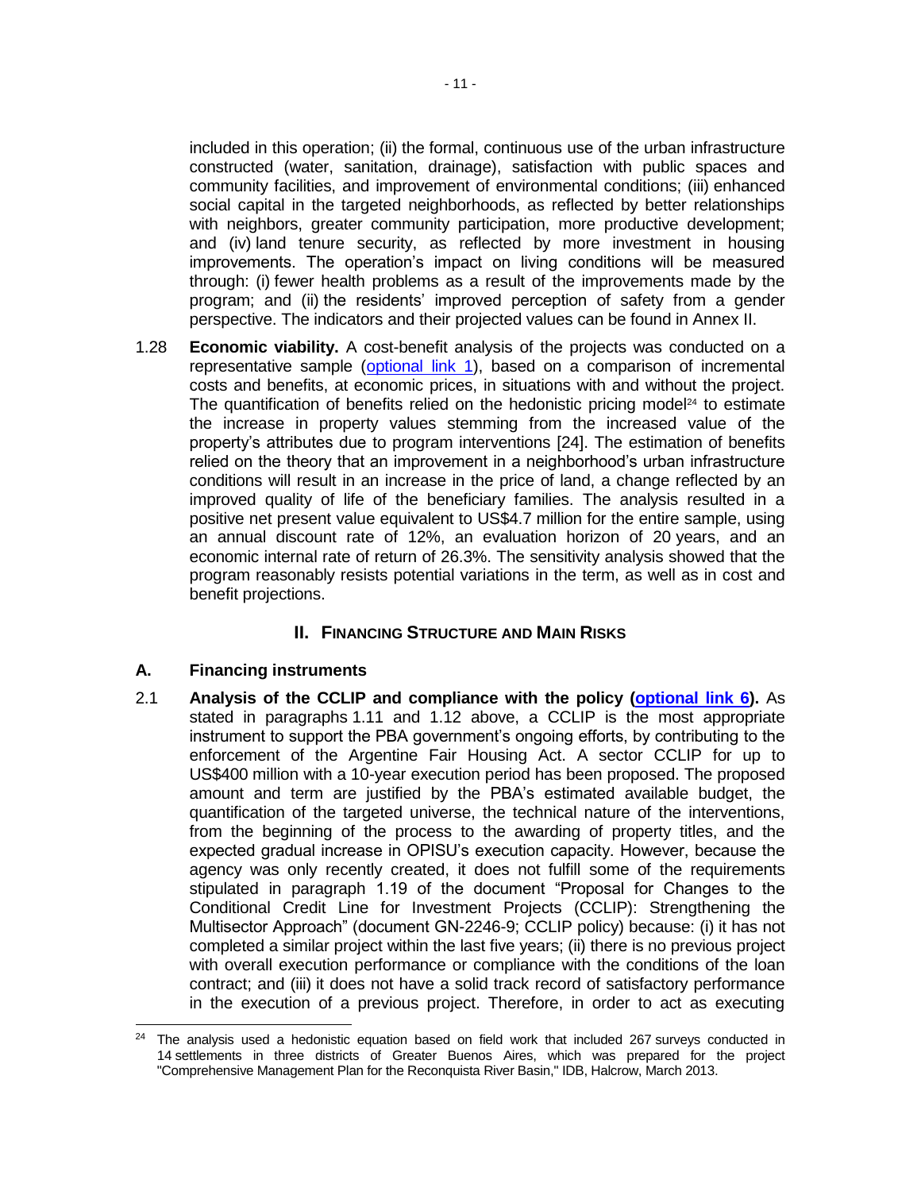included in this operation; (ii) the formal, continuous use of the urban infrastructure constructed (water, sanitation, drainage), satisfaction with public spaces and community facilities, and improvement of environmental conditions; (iii) enhanced social capital in the targeted neighborhoods, as reflected by better relationships with neighbors, greater community participation, more productive development; and (iv) land tenure security, as reflected by more investment in housing improvements. The operation's impact on living conditions will be measured through: (i) fewer health problems as a result of the improvements made by the program; and (ii) the residents' improved perception of safety from a gender perspective. The indicators and their projected values can be found in Annex II.

1.28 **Economic viability.** A cost-benefit analysis of the projects was conducted on a representative sample (optional link 1), based on a comparison of incremental costs and benefits, at economic prices, in situations with and without the project. The quantification of benefits relied on the hedonistic pricing model[24] to estimate the increase in property values stemming from the increased value of the property's attributes due to program interventions [24]. The estimation of benefits relied on the theory that an improvement in a neighborhood's urban infrastructure conditions will result in an increase in the price of land, a change reflected by an improved quality of life of the beneficiary families. The analysis resulted in a positive net present value equivalent to US$4.7 million for the entire sample, using an annual discount rate of 12%, an evaluation horizon of 20 years, and an economic internal rate of return of 26.3%. The sensitivity analysis showed that the program reasonably resists potential variations in the term, as well as in cost and benefit projections.

## II. FINANCING STRUCTURE AND MAIN RISKS

### A. Financing instruments

2.1 **Analysis of the CCLIP and compliance with the policy (optional link 6).** As stated in paragraphs 1.11 and 1.12 above, a CCLIP is the most appropriate instrument to support the PBA government's ongoing efforts, by contributing to the enforcement of the Argentine Fair Housing Act. A sector CCLIP for up to US$400 million with a 10-year execution period has been proposed. The proposed amount and term are justified by the PBA's estimated available budget, the quantification of the targeted universe, the technical nature of the interventions, from the beginning of the process to the awarding of property titles, and the expected gradual increase in OPISU's execution capacity. However, because the agency was only recently created, it does not fulfill some of the requirements stipulated in paragraph 1.19 of the document "Proposal for Changes to the Conditional Credit Line for Investment Projects (CCLIP): Strengthening the Multisector Approach" (document GN-2246-9; CCLIP policy) because: (i) it has not completed a similar project within the last five years; (ii) there is no previous project with overall execution performance or compliance with the conditions of the loan contract; and (iii) it does not have a solid track record of satisfactory performance in the execution of a previous project. Therefore, in order to act as executing

[24] The analysis used a hedonistic equation based on field work that included 267 surveys conducted in 14 settlements in three districts of Greater Buenos Aires, which was prepared for the project "Comprehensive Management Plan for the Reconquista River Basin," IDB, Halcrow, March 2013.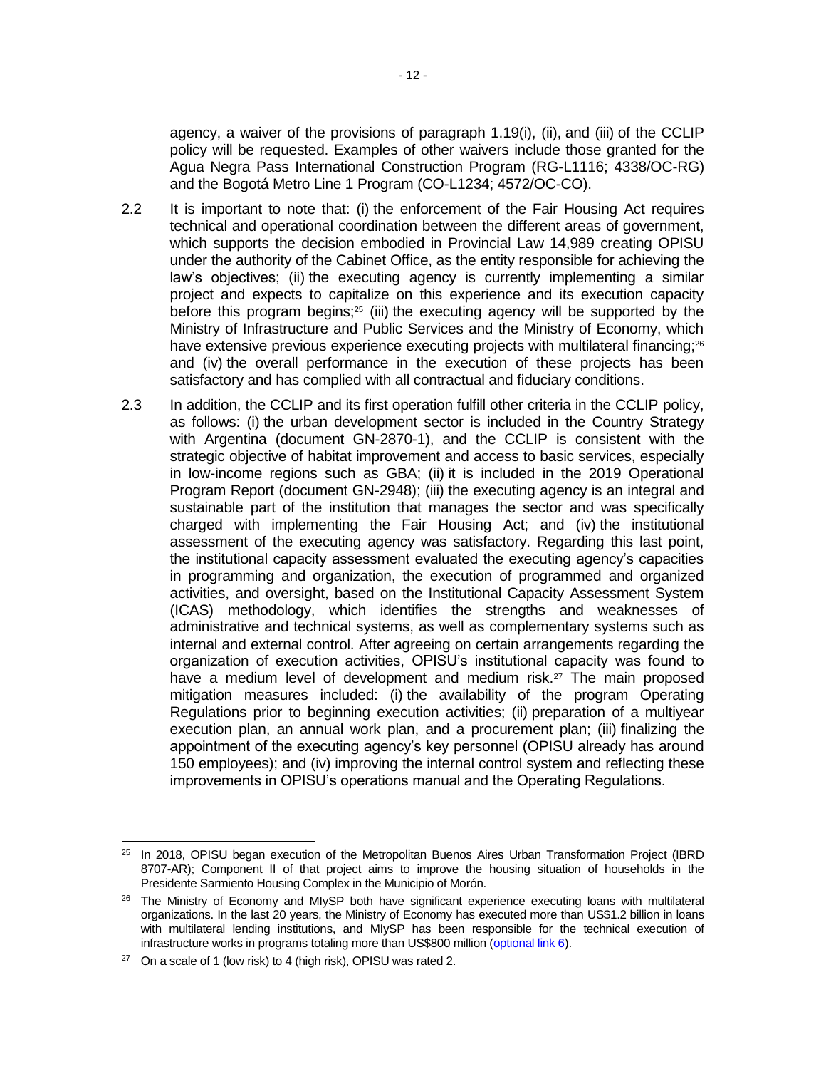agency, a waiver of the provisions of paragraph 1.19(i), (ii), and (iii) of the CCLIP policy will be requested. Examples of other waivers include those granted for the Agua Negra Pass International Construction Program (RG-L1116; 4338/OC-RG) and the Bogotá Metro Line 1 Program (CO-L1234; 4572/OC-CO).

2.2 It is important to note that: (i) the enforcement of the Fair Housing Act requires technical and operational coordination between the different areas of government, which supports the decision embodied in Provincial Law 14,989 creating OPISU under the authority of the Cabinet Office, as the entity responsible for achieving the law's objectives; (ii) the executing agency is currently implementing a similar project and expects to capitalize on this experience and its execution capacity before this program begins;[25] (iii) the executing agency will be supported by the Ministry of Infrastructure and Public Services and the Ministry of Economy, which have extensive previous experience executing projects with multilateral financing;[26] and (iv) the overall performance in the execution of these projects has been satisfactory and has complied with all contractual and fiduciary conditions.

2.3 In addition, the CCLIP and its first operation fulfill other criteria in the CCLIP policy, as follows: (i) the urban development sector is included in the Country Strategy with Argentina (document GN-2870-1), and the CCLIP is consistent with the strategic objective of habitat improvement and access to basic services, especially in low-income regions such as GBA; (ii) it is included in the 2019 Operational Program Report (document GN-2948); (iii) the executing agency is an integral and sustainable part of the institution that manages the sector and was specifically charged with implementing the Fair Housing Act; and (iv) the institutional assessment of the executing agency was satisfactory. Regarding this last point, the institutional capacity assessment evaluated the executing agency's capacities in programming and organization, the execution of programmed and organized activities, and oversight, based on the Institutional Capacity Assessment System (ICAS) methodology, which identifies the strengths and weaknesses of administrative and technical systems, as well as complementary systems such as internal and external control. After agreeing on certain arrangements regarding the organization of execution activities, OPISU's institutional capacity was found to have a medium level of development and medium risk.[27] The main proposed mitigation measures included: (i) the availability of the program Operating Regulations prior to beginning execution activities; (ii) preparation of a multiyear execution plan, an annual work plan, and a procurement plan; (iii) finalizing the appointment of the executing agency's key personnel (OPISU already has around 150 employees); and (iv) improving the internal control system and reflecting these improvements in OPISU's operations manual and the Operating Regulations.

---

[25] In 2018, OPISU began execution of the Metropolitan Buenos Aires Urban Transformation Project (IBRD 8707-AR); Component II of that project aims to improve the housing situation of households in the Presidente Sarmiento Housing Complex in the Municipio of Morón.

[26] The Ministry of Economy and MIySP both have significant experience executing loans with multilateral organizations. In the last 20 years, the Ministry of Economy has executed more than US$1.2 billion in loans with multilateral lending institutions, and MIySP has been responsible for the technical execution of infrastructure works in programs totaling more than US$800 million (optional link 6).

[27] On a scale of 1 (low risk) to 4 (high risk), OPISU was rated 2.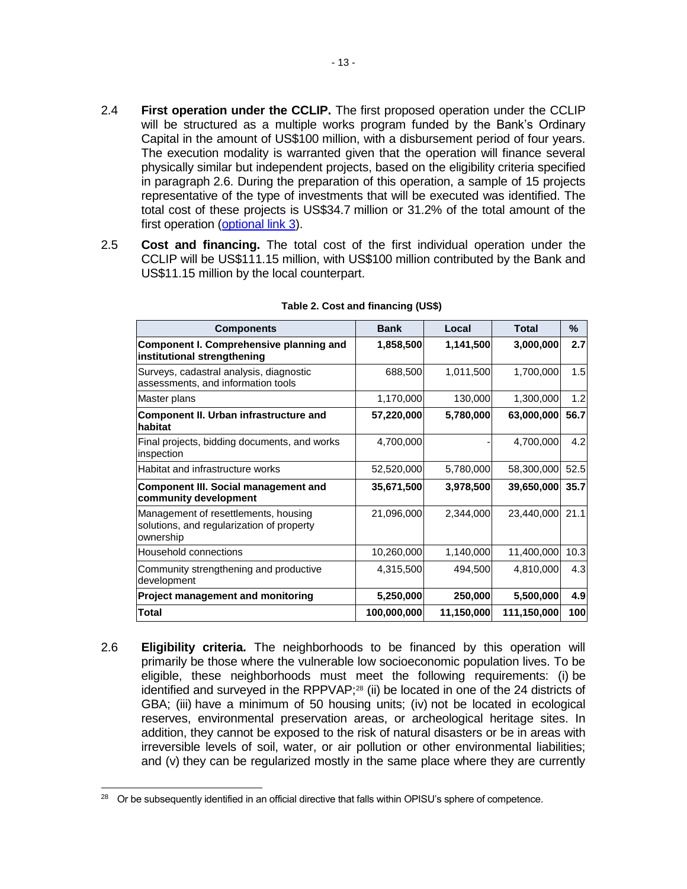2.4 **First operation under the CCLIP.** The first proposed operation under the CCLIP will be structured as a multiple works program funded by the Bank's Ordinary Capital in the amount of US$100 million, with a disbursement period of four years. The execution modality is warranted given that the operation will finance several physically similar but independent projects, based on the eligibility criteria specified in paragraph 2.6. During the preparation of this operation, a sample of 15 projects representative of the type of investments that will be executed was identified. The total cost of these projects is US$34.7 million or 31.2% of the total amount of the first operation (optional link 3).

2.5 **Cost and financing.** The total cost of the first individual operation under the CCLIP will be US$111.15 million, with US$100 million contributed by the Bank and US$11.15 million by the local counterpart.

**Table 2. Cost and financing (US$)**

| Components | Bank | Local | Total | % |
|---|---|---|---|---|
| **Component I. Comprehensive planning and institutional strengthening** | **1,858,500** | **1,141,500** | **3,000,000** | **2.7** |
| Surveys, cadastral analysis, diagnostic assessments, and information tools | 688,500 | 1,011,500 | 1,700,000 | 1.5 |
| Master plans | 1,170,000 | 130,000 | 1,300,000 | 1.2 |
| **Component II. Urban infrastructure and habitat** | **57,220,000** | **5,780,000** | **63,000,000** | **56.7** |
| Final projects, bidding documents, and works inspection | 4,700,000 | - | 4,700,000 | 4.2 |
| Habitat and infrastructure works | 52,520,000 | 5,780,000 | 58,300,000 | 52.5 |
| **Component III. Social management and community development** | **35,671,500** | **3,978,500** | **39,650,000** | **35.7** |
| Management of resettlements, housing solutions, and regularization of property ownership | 21,096,000 | 2,344,000 | 23,440,000 | 21.1 |
| Household connections | 10,260,000 | 1,140,000 | 11,400,000 | 10.3 |
| Community strengthening and productive development | 4,315,500 | 494,500 | 4,810,000 | 4.3 |
| **Project management and monitoring** | **5,250,000** | **250,000** | **5,500,000** | **4.9** |
| **Total** | **100,000,000** | **11,150,000** | **111,150,000** | **100** |

2.6 **Eligibility criteria.** The neighborhoods to be financed by this operation will primarily be those where the vulnerable low socioeconomic population lives. To be eligible, these neighborhoods must meet the following requirements: (i) be identified and surveyed in the RPPVAP;[28] (ii) be located in one of the 24 districts of GBA; (iii) have a minimum of 50 housing units; (iv) not be located in ecological reserves, environmental preservation areas, or archeological heritage sites. In addition, they cannot be exposed to the risk of natural disasters or be in areas with irreversible levels of soil, water, or air pollution or other environmental liabilities; and (v) they can be regularized mostly in the same place where they are currently

[28] Or be subsequently identified in an official directive that falls within OPISU's sphere of competence.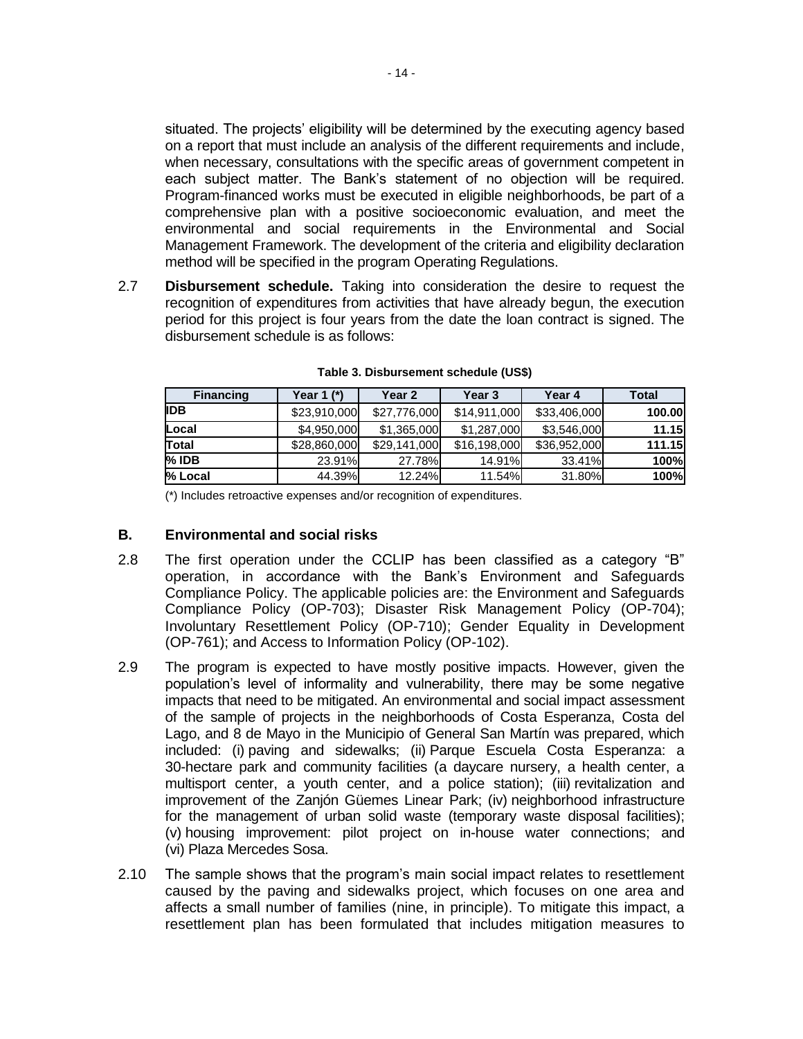situated. The projects' eligibility will be determined by the executing agency based on a report that must include an analysis of the different requirements and include, when necessary, consultations with the specific areas of government competent in each subject matter. The Bank's statement of no objection will be required. Program-financed works must be executed in eligible neighborhoods, be part of a comprehensive plan with a positive socioeconomic evaluation, and meet the environmental and social requirements in the Environmental and Social Management Framework. The development of the criteria and eligibility declaration method will be specified in the program Operating Regulations.

2.7 **Disbursement schedule.** Taking into consideration the desire to request the recognition of expenditures from activities that have already begun, the execution period for this project is four years from the date the loan contract is signed. The disbursement schedule is as follows:

**Table 3. Disbursement schedule (US$)**

| Financing | Year 1 (*) | Year 2 | Year 3 | Year 4 | Total |
|---|---|---|---|---|---|
| **IDB** | $23,910,000 | $27,776,000 | $14,911,000 | $33,406,000 | **100.00** |
| **Local** | $4,950,000 | $1,365,000 | $1,287,000 | $3,546,000 | **11.15** |
| **Total** | $28,860,000 | $29,141,000 | $16,198,000 | $36,952,000 | **111.15** |
| **% IDB** | 23.91% | 27.78% | 14.91% | 33.41% | **100%** |
| **% Local** | 44.39% | 12.24% | 11.54% | 31.80% | **100%** |

(*) Includes retroactive expenses and/or recognition of expenditures.

## B. Environmental and social risks

2.8 The first operation under the CCLIP has been classified as a category "B" operation, in accordance with the Bank's Environment and Safeguards Compliance Policy. The applicable policies are: the Environment and Safeguards Compliance Policy (OP-703); Disaster Risk Management Policy (OP-704); Involuntary Resettlement Policy (OP-710); Gender Equality in Development (OP-761); and Access to Information Policy (OP-102).

2.9 The program is expected to have mostly positive impacts. However, given the population's level of informality and vulnerability, there may be some negative impacts that need to be mitigated. An environmental and social impact assessment of the sample of projects in the neighborhoods of Costa Esperanza, Costa del Lago, and 8 de Mayo in the Municipio of General San Martín was prepared, which included: (i) paving and sidewalks; (ii) Parque Escuela Costa Esperanza: a 30-hectare park and community facilities (a daycare nursery, a health center, a multisport center, a youth center, and a police station); (iii) revitalization and improvement of the Zanjón Güemes Linear Park; (iv) neighborhood infrastructure for the management of urban solid waste (temporary waste disposal facilities); (v) housing improvement: pilot project on in-house water connections; and (vi) Plaza Mercedes Sosa.

2.10 The sample shows that the program's main social impact relates to resettlement caused by the paving and sidewalks project, which focuses on one area and affects a small number of families (nine, in principle). To mitigate this impact, a resettlement plan has been formulated that includes mitigation measures to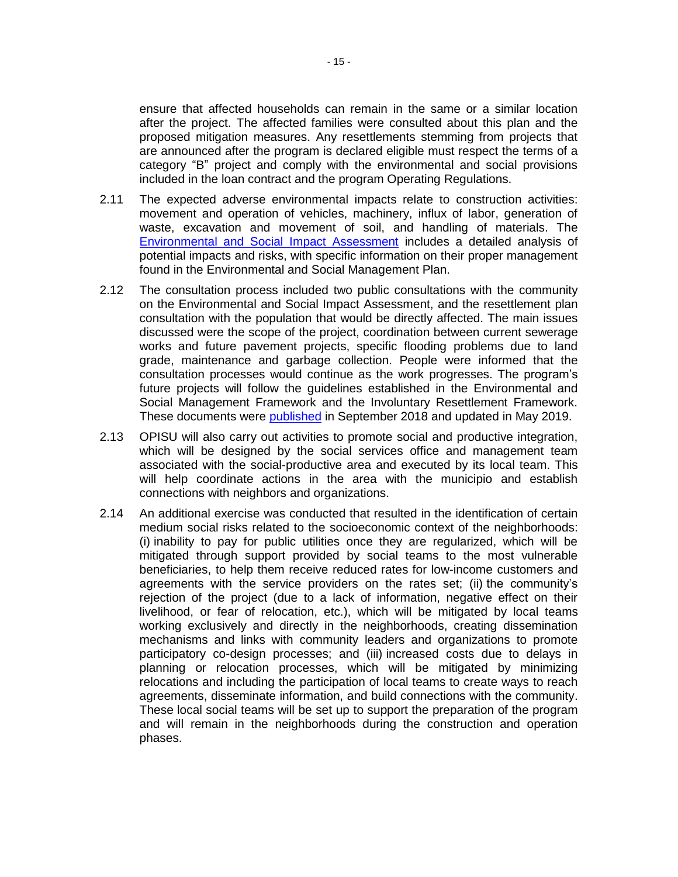ensure that affected households can remain in the same or a similar location after the project. The affected families were consulted about this plan and the proposed mitigation measures. Any resettlements stemming from projects that are announced after the program is declared eligible must respect the terms of a category "B" project and comply with the environmental and social provisions included in the loan contract and the program Operating Regulations.

2.11 The expected adverse environmental impacts relate to construction activities: movement and operation of vehicles, machinery, influx of labor, generation of waste, excavation and movement of soil, and handling of materials. The Environmental and Social Impact Assessment includes a detailed analysis of potential impacts and risks, with specific information on their proper management found in the Environmental and Social Management Plan.

2.12 The consultation process included two public consultations with the community on the Environmental and Social Impact Assessment, and the resettlement plan consultation with the population that would be directly affected. The main issues discussed were the scope of the project, coordination between current sewerage works and future pavement projects, specific flooding problems due to land grade, maintenance and garbage collection. People were informed that the consultation processes would continue as the work progresses. The program's future projects will follow the guidelines established in the Environmental and Social Management Framework and the Involuntary Resettlement Framework. These documents were published in September 2018 and updated in May 2019.

2.13 OPISU will also carry out activities to promote social and productive integration, which will be designed by the social services office and management team associated with the social-productive area and executed by its local team. This will help coordinate actions in the area with the municipio and establish connections with neighbors and organizations.

2.14 An additional exercise was conducted that resulted in the identification of certain medium social risks related to the socioeconomic context of the neighborhoods: (i) inability to pay for public utilities once they are regularized, which will be mitigated through support provided by social teams to the most vulnerable beneficiaries, to help them receive reduced rates for low-income customers and agreements with the service providers on the rates set; (ii) the community's rejection of the project (due to a lack of information, negative effect on their livelihood, or fear of relocation, etc.), which will be mitigated by local teams working exclusively and directly in the neighborhoods, creating dissemination mechanisms and links with community leaders and organizations to promote participatory co-design processes; and (iii) increased costs due to delays in planning or relocation processes, which will be mitigated by minimizing relocations and including the participation of local teams to create ways to reach agreements, disseminate information, and build connections with the community. These local social teams will be set up to support the preparation of the program and will remain in the neighborhoods during the construction and operation phases.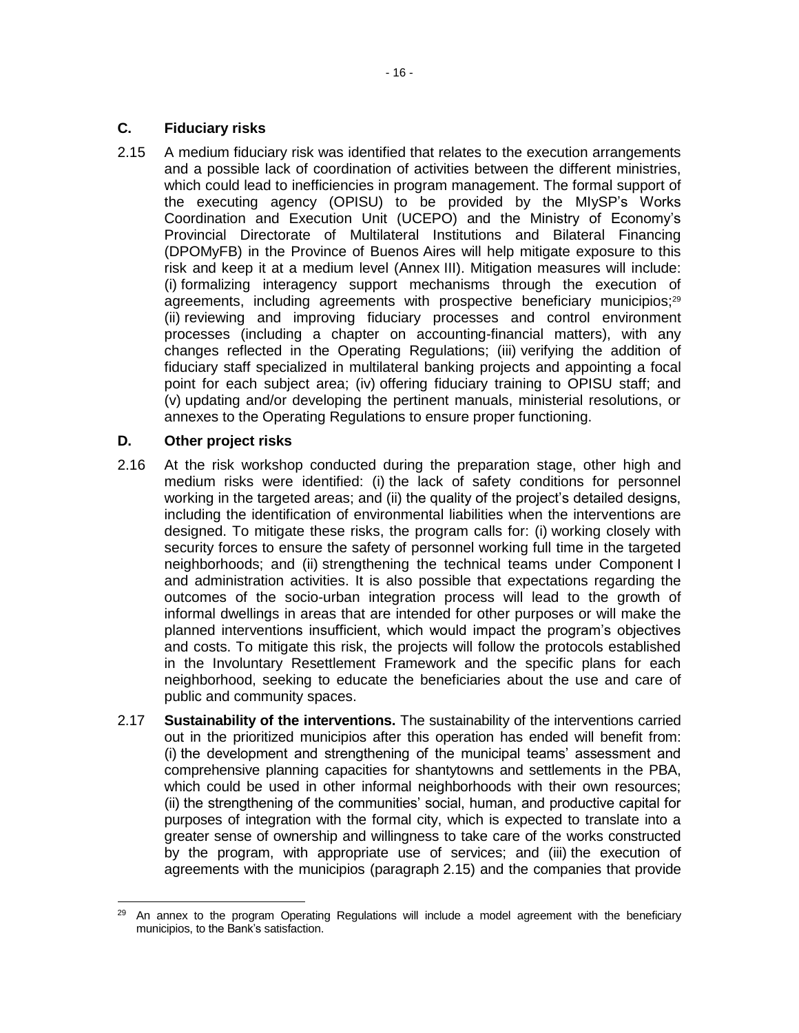### C. Fiduciary risks

2.15 A medium fiduciary risk was identified that relates to the execution arrangements and a possible lack of coordination of activities between the different ministries, which could lead to inefficiencies in program management. The formal support of the executing agency (OPISU) to be provided by the MIySP's Works Coordination and Execution Unit (UCEPO) and the Ministry of Economy's Provincial Directorate of Multilateral Institutions and Bilateral Financing (DPOMyFB) in the Province of Buenos Aires will help mitigate exposure to this risk and keep it at a medium level (Annex III). Mitigation measures will include: (i) formalizing interagency support mechanisms through the execution of agreements, including agreements with prospective beneficiary municipios;[29] (ii) reviewing and improving fiduciary processes and control environment processes (including a chapter on accounting-financial matters), with any changes reflected in the Operating Regulations; (iii) verifying the addition of fiduciary staff specialized in multilateral banking projects and appointing a focal point for each subject area; (iv) offering fiduciary training to OPISU staff; and (v) updating and/or developing the pertinent manuals, ministerial resolutions, or annexes to the Operating Regulations to ensure proper functioning.

### D. Other project risks

2.16 At the risk workshop conducted during the preparation stage, other high and medium risks were identified: (i) the lack of safety conditions for personnel working in the targeted areas; and (ii) the quality of the project's detailed designs, including the identification of environmental liabilities when the interventions are designed. To mitigate these risks, the program calls for: (i) working closely with security forces to ensure the safety of personnel working full time in the targeted neighborhoods; and (ii) strengthening the technical teams under Component I and administration activities. It is also possible that expectations regarding the outcomes of the socio-urban integration process will lead to the growth of informal dwellings in areas that are intended for other purposes or will make the planned interventions insufficient, which would impact the program's objectives and costs. To mitigate this risk, the projects will follow the protocols established in the Involuntary Resettlement Framework and the specific plans for each neighborhood, seeking to educate the beneficiaries about the use and care of public and community spaces.

2.17 **Sustainability of the interventions.** The sustainability of the interventions carried out in the prioritized municipios after this operation has ended will benefit from: (i) the development and strengthening of the municipal teams' assessment and comprehensive planning capacities for shantytowns and settlements in the PBA, which could be used in other informal neighborhoods with their own resources; (ii) the strengthening of the communities' social, human, and productive capital for purposes of integration with the formal city, which is expected to translate into a greater sense of ownership and willingness to take care of the works constructed by the program, with appropriate use of services; and (iii) the execution of agreements with the municipios (paragraph 2.15) and the companies that provide

---

[29] An annex to the program Operating Regulations will include a model agreement with the beneficiary municipios, to the Bank's satisfaction.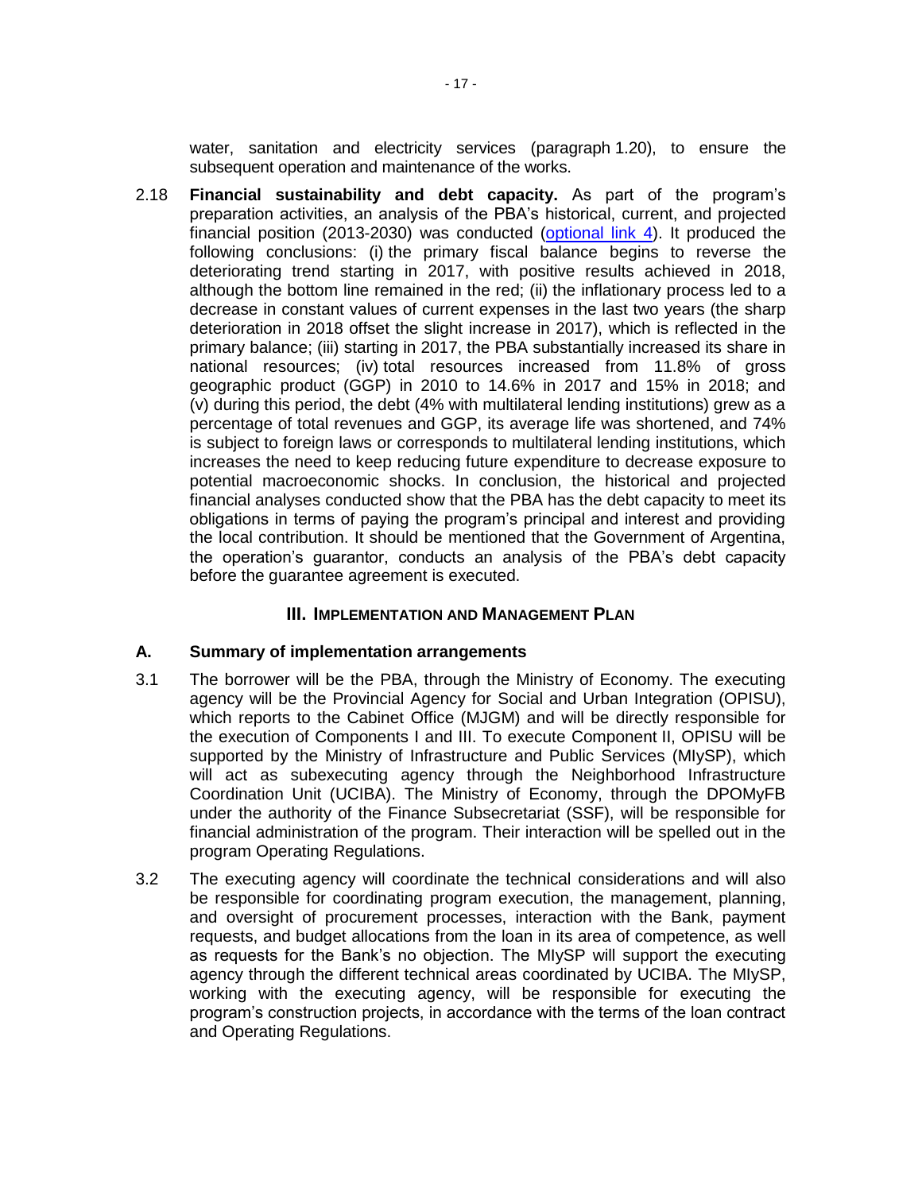water, sanitation and electricity services (paragraph 1.20), to ensure the subsequent operation and maintenance of the works.

2.18 **Financial sustainability and debt capacity.** As part of the program's preparation activities, an analysis of the PBA's historical, current, and projected financial position (2013-2030) was conducted (optional link 4). It produced the following conclusions: (i) the primary fiscal balance begins to reverse the deteriorating trend starting in 2017, with positive results achieved in 2018, although the bottom line remained in the red; (ii) the inflationary process led to a decrease in constant values of current expenses in the last two years (the sharp deterioration in 2018 offset the slight increase in 2017), which is reflected in the primary balance; (iii) starting in 2017, the PBA substantially increased its share in national resources; (iv) total resources increased from 11.8% of gross geographic product (GGP) in 2010 to 14.6% in 2017 and 15% in 2018; and (v) during this period, the debt (4% with multilateral lending institutions) grew as a percentage of total revenues and GGP, its average life was shortened, and 74% is subject to foreign laws or corresponds to multilateral lending institutions, which increases the need to keep reducing future expenditure to decrease exposure to potential macroeconomic shocks. In conclusion, the historical and projected financial analyses conducted show that the PBA has the debt capacity to meet its obligations in terms of paying the program's principal and interest and providing the local contribution. It should be mentioned that the Government of Argentina, the operation's guarantor, conducts an analysis of the PBA's debt capacity before the guarantee agreement is executed.

## III. IMPLEMENTATION AND MANAGEMENT PLAN

### A. Summary of implementation arrangements

3.1 The borrower will be the PBA, through the Ministry of Economy. The executing agency will be the Provincial Agency for Social and Urban Integration (OPISU), which reports to the Cabinet Office (MJGM) and will be directly responsible for the execution of Components I and III. To execute Component II, OPISU will be supported by the Ministry of Infrastructure and Public Services (MIySP), which will act as subexecuting agency through the Neighborhood Infrastructure Coordination Unit (UCIBA). The Ministry of Economy, through the DPOMyFB under the authority of the Finance Subsecretariat (SSF), will be responsible for financial administration of the program. Their interaction will be spelled out in the program Operating Regulations.

3.2 The executing agency will coordinate the technical considerations and will also be responsible for coordinating program execution, the management, planning, and oversight of procurement processes, interaction with the Bank, payment requests, and budget allocations from the loan in its area of competence, as well as requests for the Bank's no objection. The MIySP will support the executing agency through the different technical areas coordinated by UCIBA. The MIySP, working with the executing agency, will be responsible for executing the program's construction projects, in accordance with the terms of the loan contract and Operating Regulations.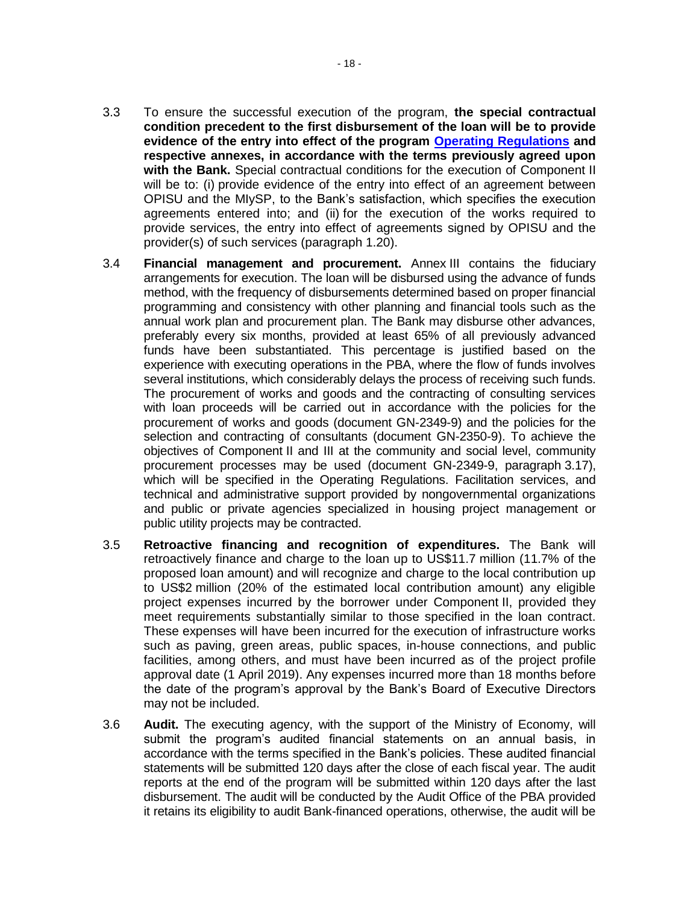3.3 To ensure the successful execution of the program, **the special contractual condition precedent to the first disbursement of the loan will be to provide evidence of the entry into effect of the program [Operating Regulations] and respective annexes, in accordance with the terms previously agreed upon with the Bank.** Special contractual conditions for the execution of Component II will be to: (i) provide evidence of the entry into effect of an agreement between OPISU and the MIySP, to the Bank's satisfaction, which specifies the execution agreements entered into; and (ii) for the execution of the works required to provide services, the entry into effect of agreements signed by OPISU and the provider(s) of such services (paragraph 1.20).

3.4 **Financial management and procurement.** Annex III contains the fiduciary arrangements for execution. The loan will be disbursed using the advance of funds method, with the frequency of disbursements determined based on proper financial programming and consistency with other planning and financial tools such as the annual work plan and procurement plan. The Bank may disburse other advances, preferably every six months, provided at least 65% of all previously advanced funds have been substantiated. This percentage is justified based on the experience with executing operations in the PBA, where the flow of funds involves several institutions, which considerably delays the process of receiving such funds. The procurement of works and goods and the contracting of consulting services with loan proceeds will be carried out in accordance with the policies for the procurement of works and goods (document GN-2349-9) and the policies for the selection and contracting of consultants (document GN-2350-9). To achieve the objectives of Component II and III at the community and social level, community procurement processes may be used (document GN-2349-9, paragraph 3.17), which will be specified in the Operating Regulations. Facilitation services, and technical and administrative support provided by nongovernmental organizations and public or private agencies specialized in housing project management or public utility projects may be contracted.

3.5 **Retroactive financing and recognition of expenditures.** The Bank will retroactively finance and charge to the loan up to US$11.7 million (11.7% of the proposed loan amount) and will recognize and charge to the local contribution up to US$2 million (20% of the estimated local contribution amount) any eligible project expenses incurred by the borrower under Component II, provided they meet requirements substantially similar to those specified in the loan contract. These expenses will have been incurred for the execution of infrastructure works such as paving, green areas, public spaces, in-house connections, and public facilities, among others, and must have been incurred as of the project profile approval date (1 April 2019). Any expenses incurred more than 18 months before the date of the program's approval by the Bank's Board of Executive Directors may not be included.

3.6 **Audit.** The executing agency, with the support of the Ministry of Economy, will submit the program's audited financial statements on an annual basis, in accordance with the terms specified in the Bank's policies. These audited financial statements will be submitted 120 days after the close of each fiscal year. The audit reports at the end of the program will be submitted within 120 days after the last disbursement. The audit will be conducted by the Audit Office of the PBA provided it retains its eligibility to audit Bank-financed operations, otherwise, the audit will be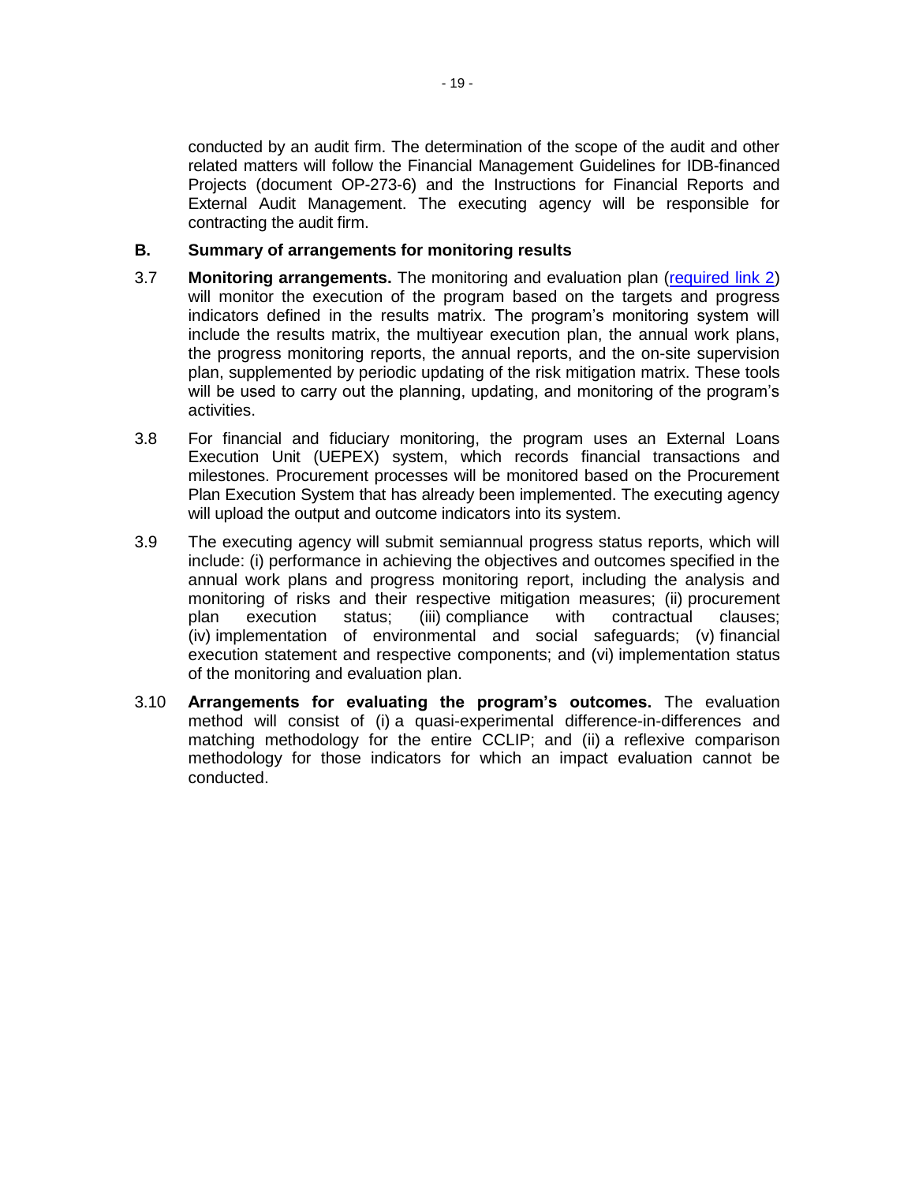conducted by an audit firm. The determination of the scope of the audit and other related matters will follow the Financial Management Guidelines for IDB-financed Projects (document OP-273-6) and the Instructions for Financial Reports and External Audit Management. The executing agency will be responsible for contracting the audit firm.

## B. Summary of arrangements for monitoring results

3.7 **Monitoring arrangements.** The monitoring and evaluation plan (required link 2) will monitor the execution of the program based on the targets and progress indicators defined in the results matrix. The program's monitoring system will include the results matrix, the multiyear execution plan, the annual work plans, the progress monitoring reports, the annual reports, and the on-site supervision plan, supplemented by periodic updating of the risk mitigation matrix. These tools will be used to carry out the planning, updating, and monitoring of the program's activities.

3.8 For financial and fiduciary monitoring, the program uses an External Loans Execution Unit (UEPEX) system, which records financial transactions and milestones. Procurement processes will be monitored based on the Procurement Plan Execution System that has already been implemented. The executing agency will upload the output and outcome indicators into its system.

3.9 The executing agency will submit semiannual progress status reports, which will include: (i) performance in achieving the objectives and outcomes specified in the annual work plans and progress monitoring report, including the analysis and monitoring of risks and their respective mitigation measures; (ii) procurement plan execution status; (iii) compliance with contractual clauses; (iv) implementation of environmental and social safeguards; (v) financial execution statement and respective components; and (vi) implementation status of the monitoring and evaluation plan.

3.10 **Arrangements for evaluating the program's outcomes.** The evaluation method will consist of (i) a quasi-experimental difference-in-differences and matching methodology for the entire CCLIP; and (ii) a reflexive comparison methodology for those indicators for which an impact evaluation cannot be conducted.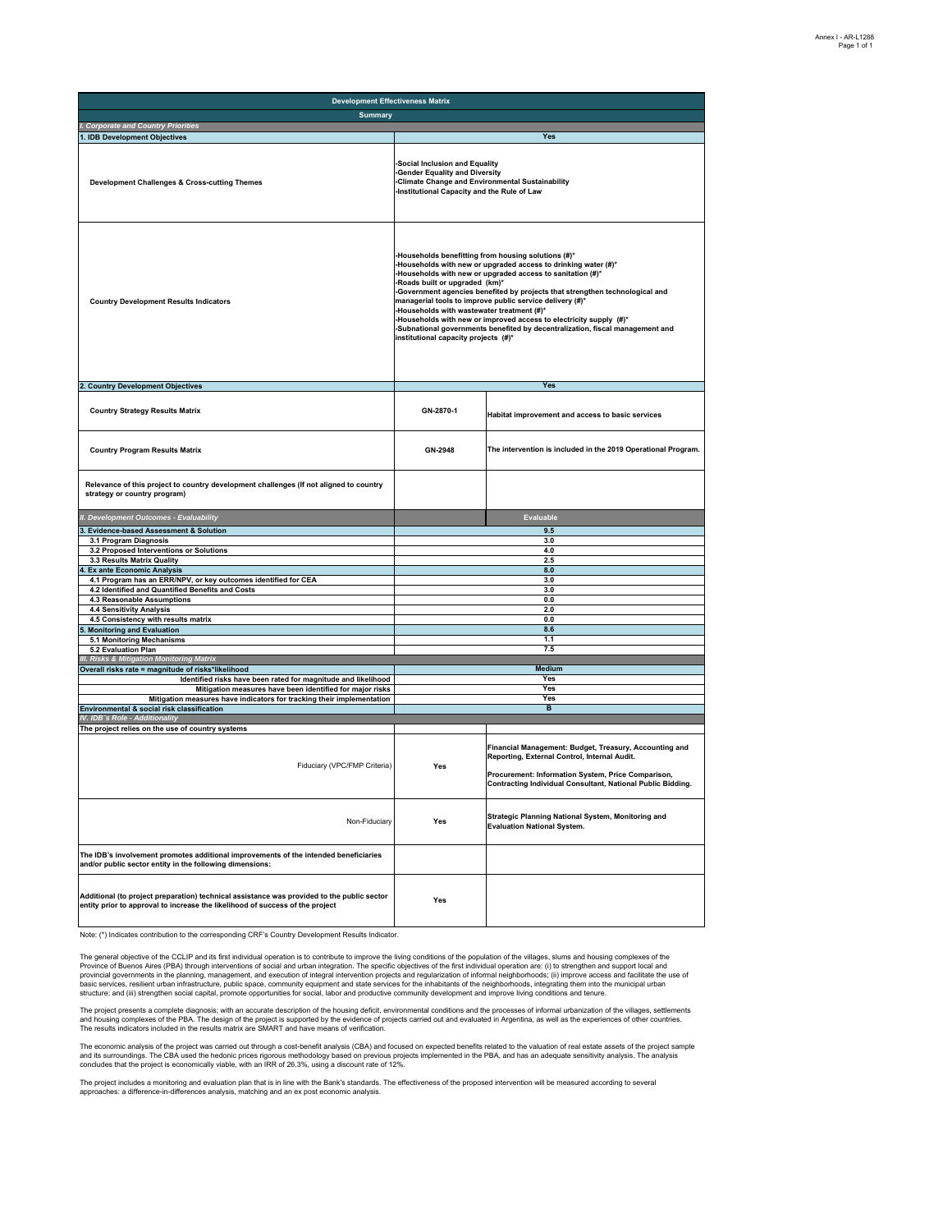| Development Effectiveness Matrix | | |
|---|---|---|
| **Summary** | | |
| *I. Corporate and Country Priorities* | | |
| **1. IDB Development Objectives** | **Yes** | |
| **Development Challenges & Cross-cutting Themes** | -Social Inclusion and Equality<br>-Gender Equality and Diversity<br>-Climate Change and Environmental Sustainability<br>-Institutional Capacity and the Rule of Law | |
| **Country Development Results Indicators** | -Households benefitting from housing solutions (#)*<br>-Households with new or upgraded access to drinking water (#)*<br>-Households with new or upgraded access to sanitation (#)*<br>-Roads built or upgraded (km)*<br>-Government agencies benefited by projects that strengthen technological and managerial tools to improve public service delivery (#)*<br>-Households with wastewater treatment (#)*<br>-Households with new or improved access to electricity supply (#)*<br>-Subnational governments benefited by decentralization, fiscal management and institutional capacity projects (#)* | |
| **2. Country Development Objectives** | **Yes** | |
| **Country Strategy Results Matrix** | GN-2870-1 | Habitat improvement and access to basic services |
| **Country Program Results Matrix** | GN-2948 | The intervention is included in the 2019 Operational Program. |
| **Relevance of this project to country development challenges (If not aligned to country strategy or country program)** | | |
| *II. Development Outcomes - Evaluability* | | **Evaluable** |
| **3. Evidence-based Assessment & Solution** | 9.5 | |
| 3.1 Program Diagnosis | 3.0 | |
| 3.2 Proposed Interventions or Solutions | 4.0 | |
| 3.3 Results Matrix Quality | 2.5 | |
| **4. Ex ante Economic Analysis** | 8.0 | |
| 4.1 Program has an ERR/NPV, or key outcomes identified for CEA | 3.0 | |
| 4.2 Identified and Quantified Benefits and Costs | 3.0 | |
| 4.3 Reasonable Assumptions | 0.0 | |
| 4.4 Sensitivity Analysis | 2.0 | |
| 4.5 Consistency with results matrix | 0.0 | |
| **5. Monitoring and Evaluation** | 8.6 | |
| 5.1 Monitoring Mechanisms | 1.1 | |
| 5.2 Evaluation Plan | 7.5 | |
| *III. Risks & Mitigation Monitoring Matrix* | | |
| **Overall risks rate = magnitude of risks*likelihood** | Medium | |
| Identified risks have been rated for magnitude and likelihood | Yes | |
| Mitigation measures have been identified for major risks | Yes | |
| Mitigation measures have indicators for tracking their implementation | Yes | |
| **Environmental & social risk classification** | B | |
| *IV. IDB´s Role - Additionality* | | |
| **The project relies on the use of country systems** | | |
| Fiduciary (VPC/FMP Criteria) | Yes | Financial Management: Budget, Treasury, Accounting and Reporting, External Control, Internal Audit.<br><br>Procurement: Information System, Price Comparison, Contracting Individual Consultant, National Public Bidding. |
| Non-Fiduciary | Yes | Strategic Planning National System, Monitoring and Evaluation National System. |
| **The IDB's involvement promotes additional improvements of the intended beneficiaries and/or public sector entity in the following dimensions:** | | |
| **Additional (to project preparation) technical assistance was provided to the public sector entity prior to approval to increase the likelihood of success of the project** | Yes | |

Note: (*) Indicates contribution to the corresponding CRF's Country Development Results Indicator.

The general objective of the CCLIP and its first individual operation is to contribute to improve the living conditions of the population of the villages, slums and housing complexes of the Province of Buenos Aires (PBA) through interventions of social and urban integration. The specific objectives of the first individual operation are: (i) to strengthen and support local and provincial governments in the planning, management, and execution of integral intervention projects and regularization of informal neighborhoods; (ii) improve access and facilitate the use of basic services, resilient urban infrastructure, public space, community equipment and state services for the inhabitants of the neighborhoods, integrating them into the municipal urban structure; and (iii) strengthen social capital, promote opportunities for social, labor and productive community development and improve living conditions and tenure.

The project presents a complete diagnosis; with an accurate description of the housing deficit, environmental conditions and the processes of informal urbanization of the villages, settlements and housing complexes of the PBA. The design of the project is supported by the evidence of projects carried out and evaluated in Argentina, as well as the experiences of other countries. The results indicators included in the results matrix are SMART and have means of verification.

The economic analysis of the project was carried out through a cost-benefit analysis (CBA) and focused on expected benefits related to the valuation of real estate assets of the project sample and its surroundings. The CBA used the hedonic prices rigorous methodology based on previous projects implemented in the PBA, and has an adequate sensitivity analysis. The analysis concludes that the project is economically viable, with an IRR of 26.3%, using a discount rate of 12%.

The project includes a monitoring and evaluation plan that is in line with the Bank's standards. The effectiveness of the proposed intervention will be measured according to several approaches: a difference-in-differences analysis, matching and an ex post economic analysis.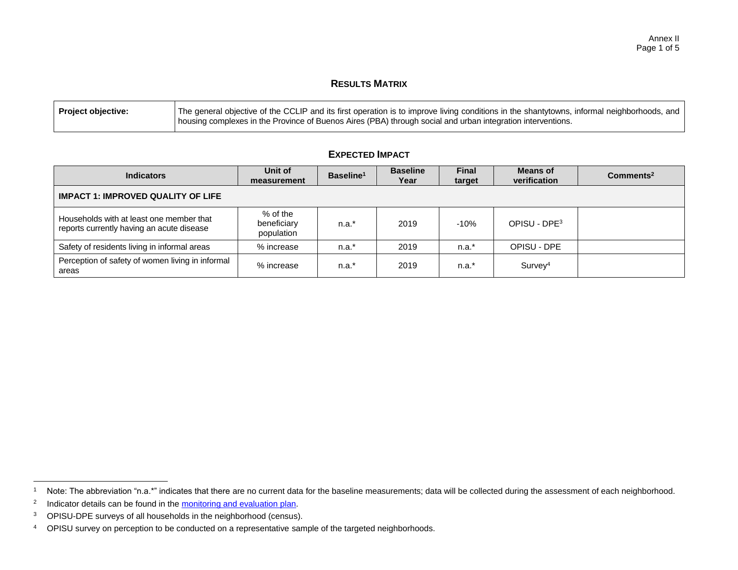## RESULTS MATRIX

| Project objective: | The general objective of the CCLIP and its first operation is to improve living conditions in the shantytowns, informal neighborhoods, and housing complexes in the Province of Buenos Aires (PBA) through social and urban integration interventions. |
|---|---|

## EXPECTED IMPACT

| Indicators | Unit of measurement | Baseline[1] | Baseline Year | Final target | Means of verification | Comments[2] |
|---|---|---|---|---|---|---|
| **IMPACT 1: IMPROVED QUALITY OF LIFE** | | | | | | |
| Households with at least one member that reports currently having an acute disease | % of the beneficiary population | n.a.* | 2019 | -10% | OPISU - DPE[3] | |
| Safety of residents living in informal areas | % increase | n.a.* | 2019 | n.a.* | OPISU - DPE | |
| Perception of safety of women living in informal areas | % increase | n.a.* | 2019 | n.a.* | Survey[4] | |

[1] Note: The abbreviation "n.a.*" indicates that there are no current data for the baseline measurements; data will be collected during the assessment of each neighborhood.

[2] Indicator details can be found in the monitoring and evaluation plan.

[3] OPISU-DPE surveys of all households in the neighborhood (census).

[4] OPISU survey on perception to be conducted on a representative sample of the targeted neighborhoods.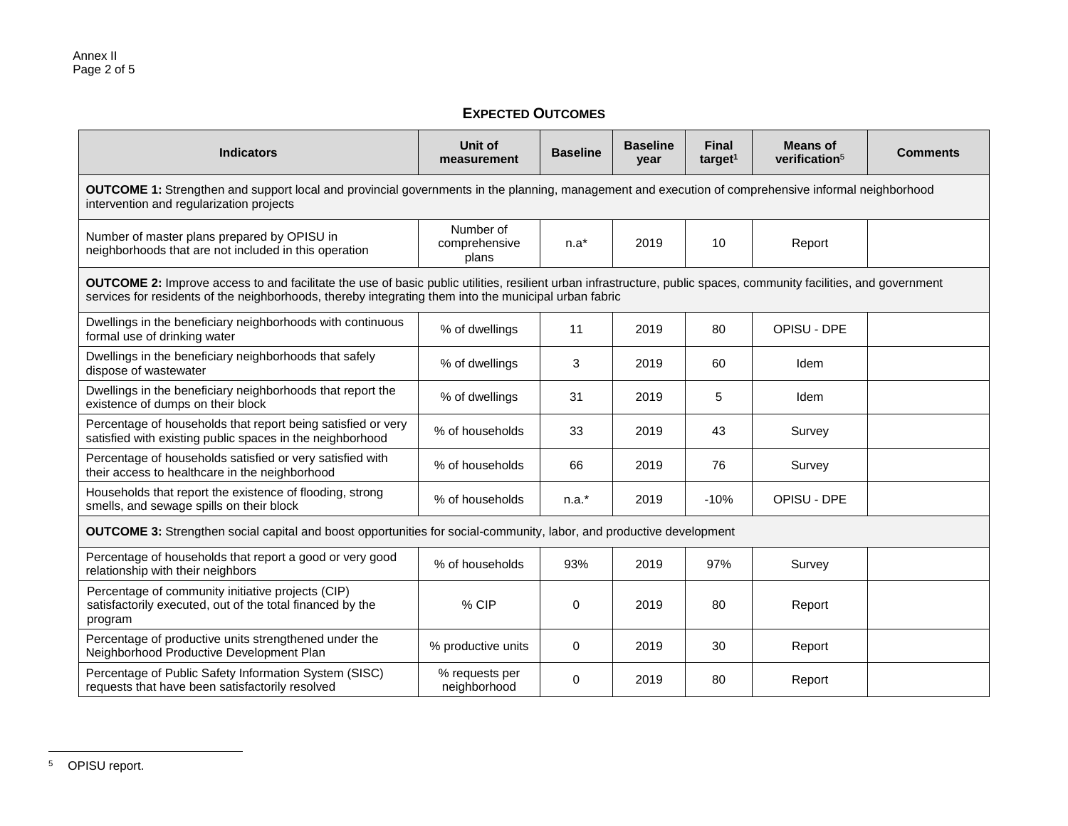## **EXPECTED OUTCOMES**

| Indicators | Unit of measurement | Baseline | Baseline year | Final target[1] | Means of verification[5] | Comments |
|---|---|---|---|---|---|---|
| **OUTCOME 1:** Strengthen and support local and provincial governments in the planning, management and execution of comprehensive informal neighborhood intervention and regularization projects | | | | | | |
| Number of master plans prepared by OPISU in neighborhoods that are not included in this operation | Number of comprehensive plans | n.a* | 2019 | 10 | Report | |
| **OUTCOME 2:** Improve access to and facilitate the use of basic public utilities, resilient urban infrastructure, public spaces, community facilities, and government services for residents of the neighborhoods, thereby integrating them into the municipal urban fabric | | | | | | |
| Dwellings in the beneficiary neighborhoods with continuous formal use of drinking water | % of dwellings | 11 | 2019 | 80 | OPISU - DPE | |
| Dwellings in the beneficiary neighborhoods that safely dispose of wastewater | % of dwellings | 3 | 2019 | 60 | Idem | |
| Dwellings in the beneficiary neighborhoods that report the existence of dumps on their block | % of dwellings | 31 | 2019 | 5 | Idem | |
| Percentage of households that report being satisfied or very satisfied with existing public spaces in the neighborhood | % of households | 33 | 2019 | 43 | Survey | |
| Percentage of households satisfied or very satisfied with their access to healthcare in the neighborhood | % of households | 66 | 2019 | 76 | Survey | |
| Households that report the existence of flooding, strong smells, and sewage spills on their block | % of households | n.a.* | 2019 | -10% | OPISU - DPE | |
| **OUTCOME 3:** Strengthen social capital and boost opportunities for social-community, labor, and productive development | | | | | | |
| Percentage of households that report a good or very good relationship with their neighbors | % of households | 93% | 2019 | 97% | Survey | |
| Percentage of community initiative projects (CIP) satisfactorily executed, out of the total financed by the program | % CIP | 0 | 2019 | 80 | Report | |
| Percentage of productive units strengthened under the Neighborhood Productive Development Plan | % productive units | 0 | 2019 | 30 | Report | |
| Percentage of Public Safety Information System (SISC) requests that have been satisfactorily resolved | % requests per neighborhood | 0 | 2019 | 80 | Report | |

[5] OPISU report.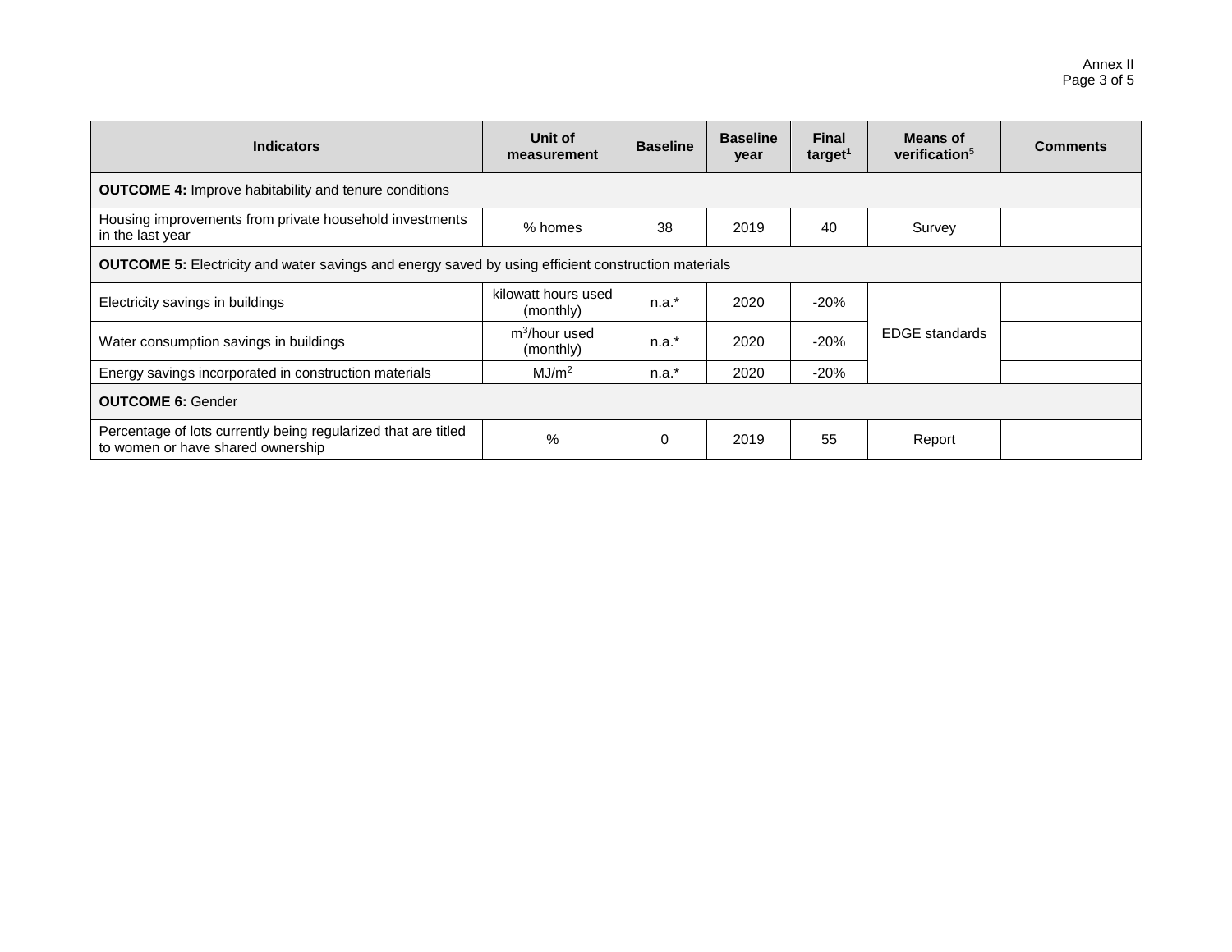| Indicators | Unit of measurement | Baseline | Baseline year | Final target[1] | Means of verification[5] | Comments |
|---|---|---|---|---|---|---|
| **OUTCOME 4:** Improve habitability and tenure conditions | | | | | | |
| Housing improvements from private household investments in the last year | % homes | 38 | 2019 | 40 | Survey | |
| **OUTCOME 5:** Electricity and water savings and energy saved by using efficient construction materials | | | | | | |
| Electricity savings in buildings | kilowatt hours used (monthly) | n.a.* | 2020 | -20% | EDGE standards | |
| Water consumption savings in buildings | $m^3$/hour used (monthly) | n.a.* | 2020 | -20% | | |
| Energy savings incorporated in construction materials | $MJ/m^2$ | n.a.* | 2020 | -20% | | |
| **OUTCOME 6:** Gender | | | | | | |
| Percentage of lots currently being regularized that are titled to women or have shared ownership | % | 0 | 2019 | 55 | Report | |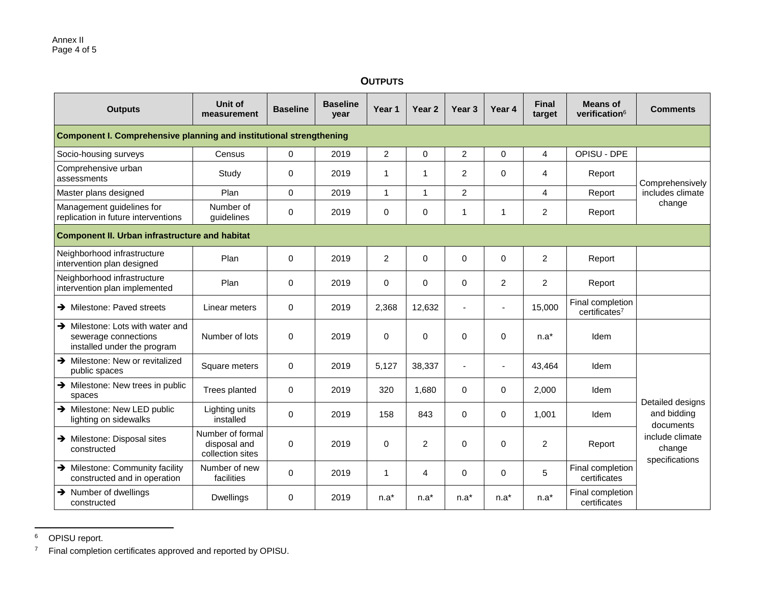## OUTPUTS

| Outputs | Unit of measurement | Baseline | Baseline year | Year 1 | Year 2 | Year 3 | Year 4 | Final target | Means of verification[6] | Comments |
|---|---|---|---|---|---|---|---|---|---|---|
| **Component I. Comprehensive planning and institutional strengthening** | | | | | | | | | | |
| Socio-housing surveys | Census | 0 | 2019 | 2 | 0 | 2 | 0 | 4 | OPISU - DPE | |
| Comprehensive urban assessments | Study | 0 | 2019 | 1 | 1 | 2 | 0 | 4 | Report | Comprehensively includes climate change |
| Master plans designed | Plan | 0 | 2019 | 1 | 1 | 2 | | 4 | Report | |
| Management guidelines for replication in future interventions | Number of guidelines | 0 | 2019 | 0 | 0 | 1 | 1 | 2 | Report | |
| **Component II. Urban infrastructure and habitat** | | | | | | | | | | |
| Neighborhood infrastructure intervention plan designed | Plan | 0 | 2019 | 2 | 0 | 0 | 0 | 2 | Report | |
| Neighborhood infrastructure intervention plan implemented | Plan | 0 | 2019 | 0 | 0 | 0 | 2 | 2 | Report | |
| ➔ Milestone: Paved streets | Linear meters | 0 | 2019 | 2,368 | 12,632 | - | - | 15,000 | Final completion certificates[7] | |
| ➔ Milestone: Lots with water and sewerage connections installed under the program | Number of lots | 0 | 2019 | 0 | 0 | 0 | 0 | n.a* | Idem | |
| ➔ Milestone: New or revitalized public spaces | Square meters | 0 | 2019 | 5,127 | 38,337 | - | - | 43,464 | Idem | Detailed designs and bidding documents include climate change specifications |
| ➔ Milestone: New trees in public spaces | Trees planted | 0 | 2019 | 320 | 1,680 | 0 | 0 | 2,000 | Idem | |
| ➔ Milestone: New LED public lighting on sidewalks | Lighting units installed | 0 | 2019 | 158 | 843 | 0 | 0 | 1,001 | Idem | |
| ➔ Milestone: Disposal sites constructed | Number of formal disposal and collection sites | 0 | 2019 | 0 | 2 | 0 | 0 | 2 | Report | |
| ➔ Milestone: Community facility constructed and in operation | Number of new facilities | 0 | 2019 | 1 | 4 | 0 | 0 | 5 | Final completion certificates | |
| ➔ Number of dwellings constructed | Dwellings | 0 | 2019 | n.a* | n.a* | n.a* | n.a* | n.a* | Final completion certificates | |

[6] OPISU report.

[7] Final completion certificates approved and reported by OPISU.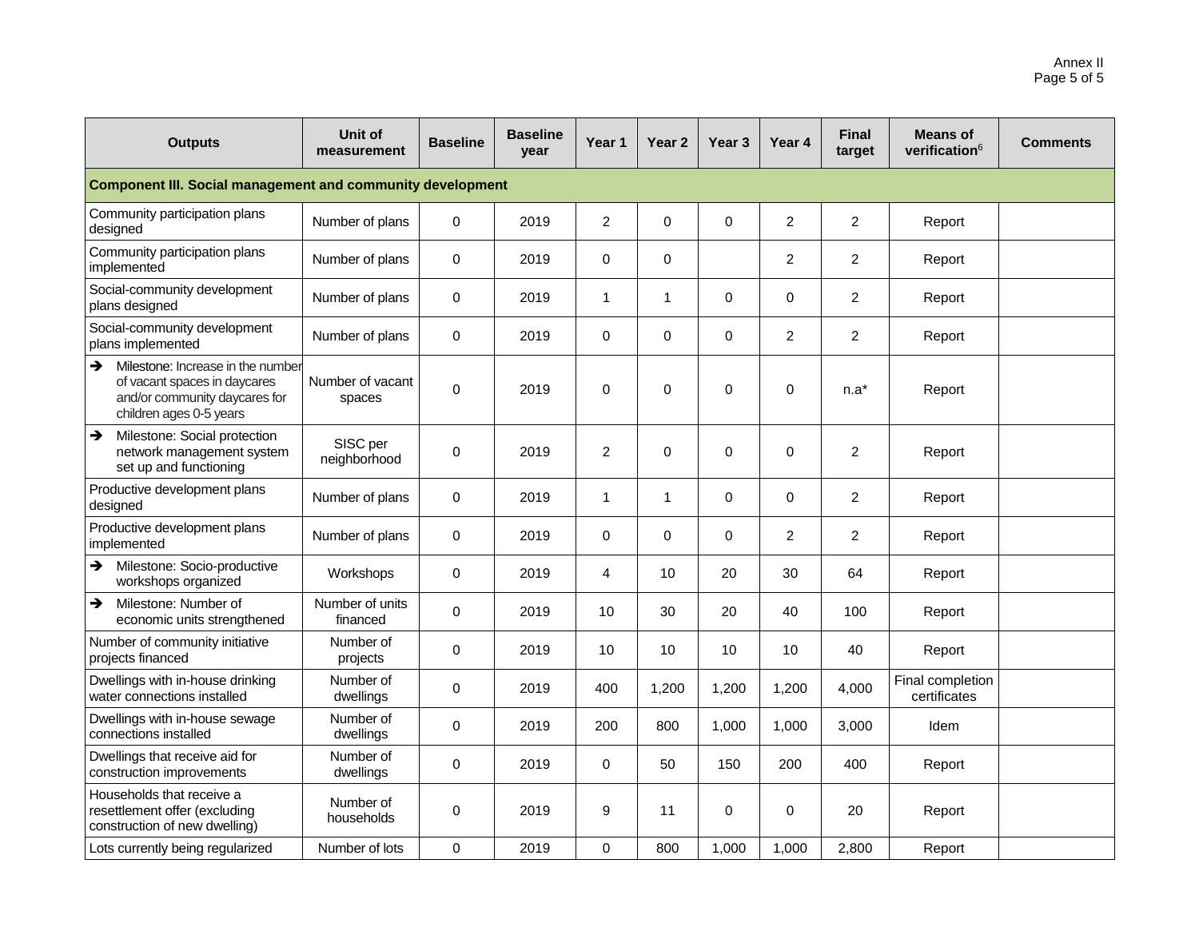| Outputs | Unit of measurement | Baseline | Baseline year | Year 1 | Year 2 | Year 3 | Year 4 | Final target | Means of verification[6] | Comments |
|---|---|---|---|---|---|---|---|---|---|---|
| **Component III. Social management and community development** | | | | | | | | | | |
| Community participation plans designed | Number of plans | 0 | 2019 | 2 | 0 | 0 | 2 | 2 | Report | |
| Community participation plans implemented | Number of plans | 0 | 2019 | 0 | 0 | | 2 | 2 | Report | |
| Social-community development plans designed | Number of plans | 0 | 2019 | 1 | 1 | 0 | 0 | 2 | Report | |
| Social-community development plans implemented | Number of plans | 0 | 2019 | 0 | 0 | 0 | 2 | 2 | Report | |
| ➔ Milestone: Increase in the number of vacant spaces in daycares and/or community daycares for children ages 0-5 years | Number of vacant spaces | 0 | 2019 | 0 | 0 | 0 | 0 | n.a* | Report | |
| ➔ Milestone: Social protection network management system set up and functioning | SISC per neighborhood | 0 | 2019 | 2 | 0 | 0 | 0 | 2 | Report | |
| Productive development plans designed | Number of plans | 0 | 2019 | 1 | 1 | 0 | 0 | 2 | Report | |
| Productive development plans implemented | Number of plans | 0 | 2019 | 0 | 0 | 0 | 2 | 2 | Report | |
| ➔ Milestone: Socio-productive workshops organized | Workshops | 0 | 2019 | 4 | 10 | 20 | 30 | 64 | Report | |
| ➔ Milestone: Number of economic units strengthened | Number of units financed | 0 | 2019 | 10 | 30 | 20 | 40 | 100 | Report | |
| Number of community initiative projects financed | Number of projects | 0 | 2019 | 10 | 10 | 10 | 10 | 40 | Report | |
| Dwellings with in-house drinking water connections installed | Number of dwellings | 0 | 2019 | 400 | 1,200 | 1,200 | 1,200 | 4,000 | Final completion certificates | |
| Dwellings with in-house sewage connections installed | Number of dwellings | 0 | 2019 | 200 | 800 | 1,000 | 1,000 | 3,000 | Idem | |
| Dwellings that receive aid for construction improvements | Number of dwellings | 0 | 2019 | 0 | 50 | 150 | 200 | 400 | Report | |
| Households that receive a resettlement offer (excluding construction of new dwelling) | Number of households | 0 | 2019 | 9 | 11 | 0 | 0 | 20 | Report | |
| Lots currently being regularized | Number of lots | 0 | 2019 | 0 | 800 | 1,000 | 1,000 | 2,800 | Report | |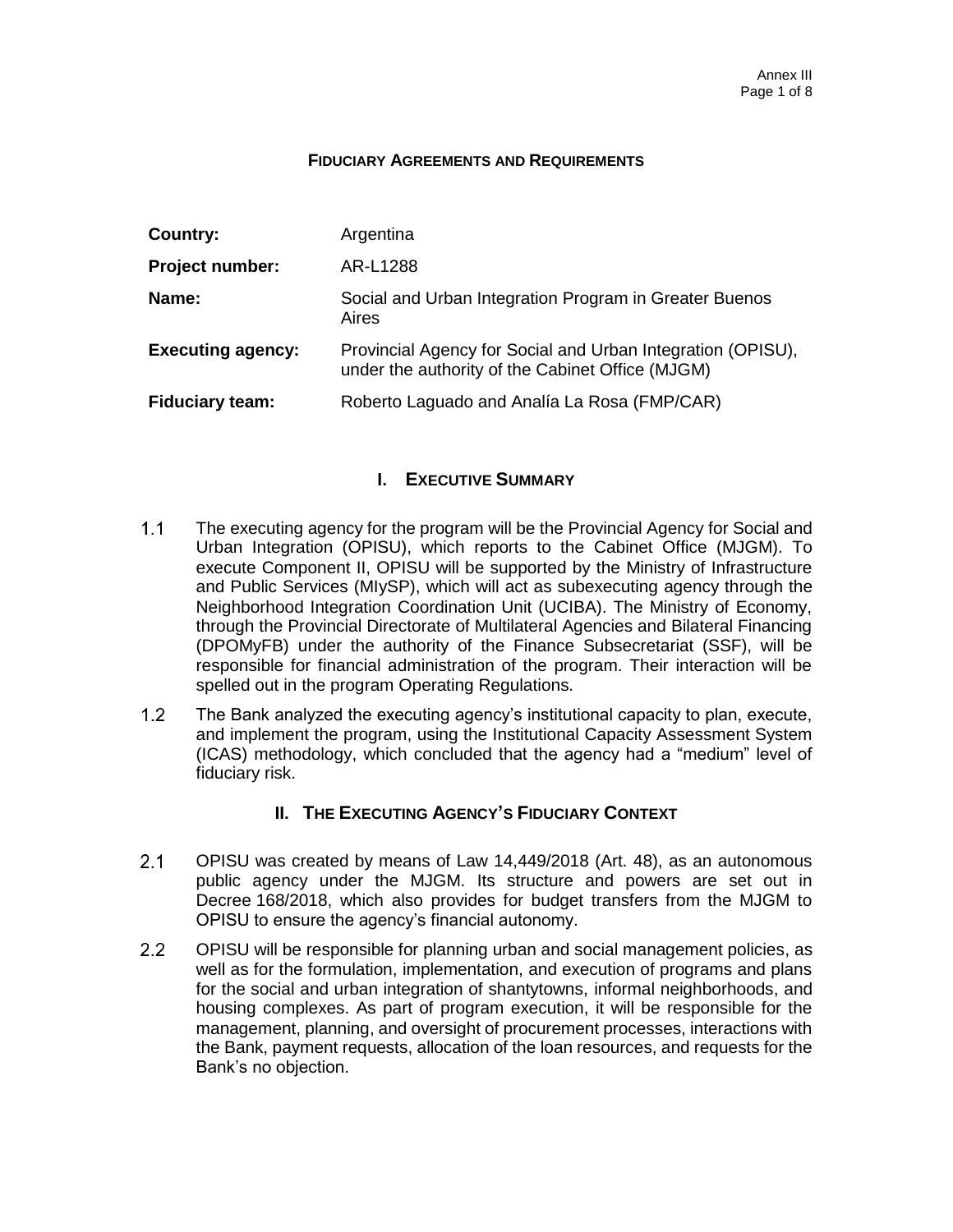**FIDUCIARY AGREEMENTS AND REQUIREMENTS**

| | |
|---|---|
| **Country:** | Argentina |
| **Project number:** | AR-L1288 |
| **Name:** | Social and Urban Integration Program in Greater Buenos Aires |
| **Executing agency:** | Provincial Agency for Social and Urban Integration (OPISU), under the authority of the Cabinet Office (MJGM) |
| **Fiduciary team:** | Roberto Laguado and Analía La Rosa (FMP/CAR) |

## I. EXECUTIVE SUMMARY

1.1 The executing agency for the program will be the Provincial Agency for Social and Urban Integration (OPISU), which reports to the Cabinet Office (MJGM). To execute Component II, OPISU will be supported by the Ministry of Infrastructure and Public Services (MIySP), which will act as subexecuting agency through the Neighborhood Integration Coordination Unit (UCIBA). The Ministry of Economy, through the Provincial Directorate of Multilateral Agencies and Bilateral Financing (DPOMyFB) under the authority of the Finance Subsecretariat (SSF), will be responsible for financial administration of the program. Their interaction will be spelled out in the program Operating Regulations.

1.2 The Bank analyzed the executing agency's institutional capacity to plan, execute, and implement the program, using the Institutional Capacity Assessment System (ICAS) methodology, which concluded that the agency had a "medium" level of fiduciary risk.

## II. THE EXECUTING AGENCY'S FIDUCIARY CONTEXT

2.1 OPISU was created by means of Law 14,449/2018 (Art. 48), as an autonomous public agency under the MJGM. Its structure and powers are set out in Decree 168/2018, which also provides for budget transfers from the MJGM to OPISU to ensure the agency's financial autonomy.

2.2 OPISU will be responsible for planning urban and social management policies, as well as for the formulation, implementation, and execution of programs and plans for the social and urban integration of shantytowns, informal neighborhoods, and housing complexes. As part of program execution, it will be responsible for the management, planning, and oversight of procurement processes, interactions with the Bank, payment requests, allocation of the loan resources, and requests for the Bank's no objection.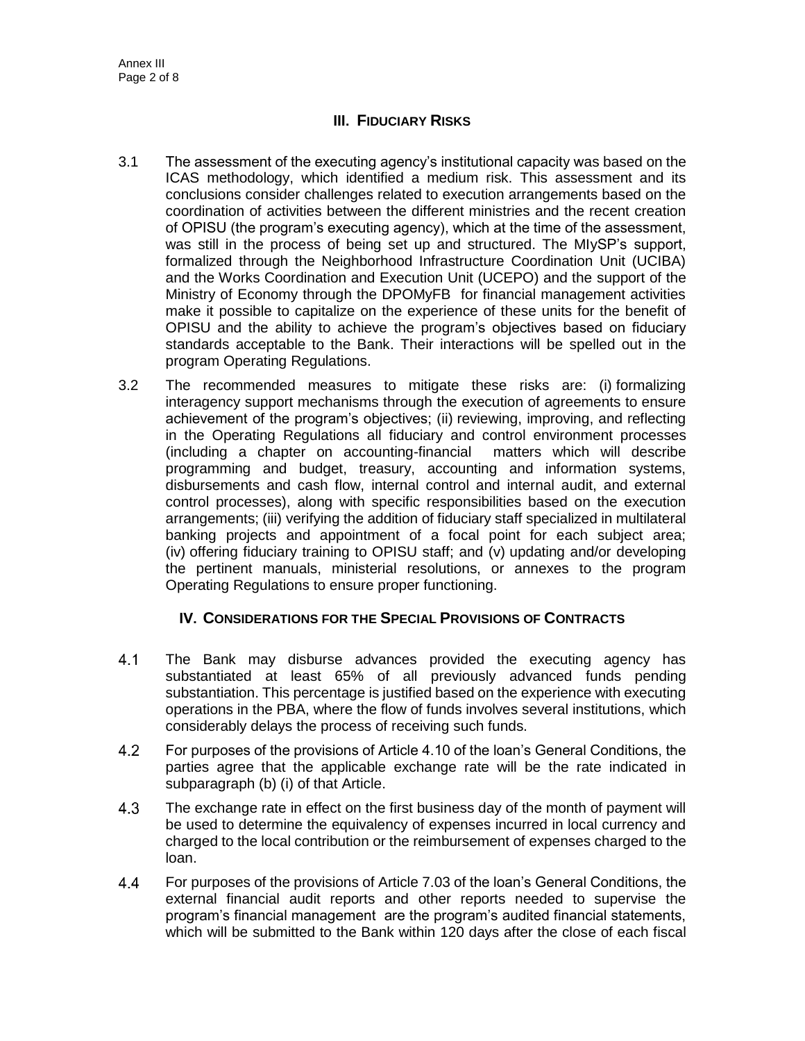## III. FIDUCIARY RISKS

3.1 The assessment of the executing agency's institutional capacity was based on the ICAS methodology, which identified a medium risk. This assessment and its conclusions consider challenges related to execution arrangements based on the coordination of activities between the different ministries and the recent creation of OPISU (the program's executing agency), which at the time of the assessment, was still in the process of being set up and structured. The MIySP's support, formalized through the Neighborhood Infrastructure Coordination Unit (UCIBA) and the Works Coordination and Execution Unit (UCEPO) and the support of the Ministry of Economy through the DPOMyFB for financial management activities make it possible to capitalize on the experience of these units for the benefit of OPISU and the ability to achieve the program's objectives based on fiduciary standards acceptable to the Bank. Their interactions will be spelled out in the program Operating Regulations.

3.2 The recommended measures to mitigate these risks are: (i) formalizing interagency support mechanisms through the execution of agreements to ensure achievement of the program's objectives; (ii) reviewing, improving, and reflecting in the Operating Regulations all fiduciary and control environment processes (including a chapter on accounting-financial matters which will describe programming and budget, treasury, accounting and information systems, disbursements and cash flow, internal control and internal audit, and external control processes), along with specific responsibilities based on the execution arrangements; (iii) verifying the addition of fiduciary staff specialized in multilateral banking projects and appointment of a focal point for each subject area; (iv) offering fiduciary training to OPISU staff; and (v) updating and/or developing the pertinent manuals, ministerial resolutions, or annexes to the program Operating Regulations to ensure proper functioning.

## IV. CONSIDERATIONS FOR THE SPECIAL PROVISIONS OF CONTRACTS

4.1 The Bank may disburse advances provided the executing agency has substantiated at least 65% of all previously advanced funds pending substantiation. This percentage is justified based on the experience with executing operations in the PBA, where the flow of funds involves several institutions, which considerably delays the process of receiving such funds.

4.2 For purposes of the provisions of Article 4.10 of the loan's General Conditions, the parties agree that the applicable exchange rate will be the rate indicated in subparagraph (b) (i) of that Article.

4.3 The exchange rate in effect on the first business day of the month of payment will be used to determine the equivalency of expenses incurred in local currency and charged to the local contribution or the reimbursement of expenses charged to the loan.

4.4 For purposes of the provisions of Article 7.03 of the loan's General Conditions, the external financial audit reports and other reports needed to supervise the program's financial management are the program's audited financial statements, which will be submitted to the Bank within 120 days after the close of each fiscal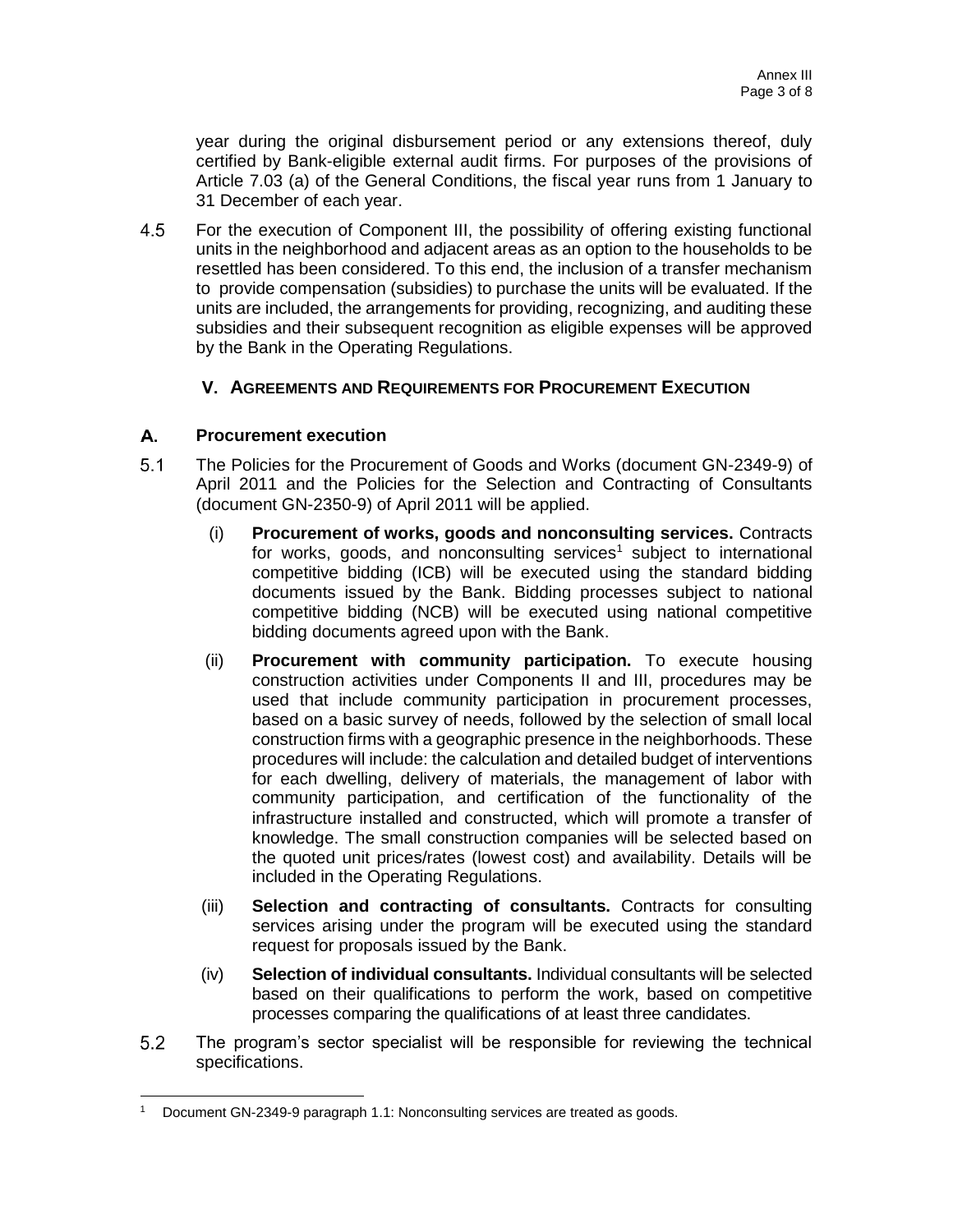year during the original disbursement period or any extensions thereof, duly certified by Bank-eligible external audit firms. For purposes of the provisions of Article 7.03 (a) of the General Conditions, the fiscal year runs from 1 January to 31 December of each year.

4.5 For the execution of Component III, the possibility of offering existing functional units in the neighborhood and adjacent areas as an option to the households to be resettled has been considered. To this end, the inclusion of a transfer mechanism to provide compensation (subsidies) to purchase the units will be evaluated. If the units are included, the arrangements for providing, recognizing, and auditing these subsidies and their subsequent recognition as eligible expenses will be approved by the Bank in the Operating Regulations.

## V. AGREEMENTS AND REQUIREMENTS FOR PROCUREMENT EXECUTION

### A. Procurement execution

5.1 The Policies for the Procurement of Goods and Works (document GN-2349-9) of April 2011 and the Policies for the Selection and Contracting of Consultants (document GN-2350-9) of April 2011 will be applied.

(i) **Procurement of works, goods and nonconsulting services.** Contracts for works, goods, and nonconsulting services[1] subject to international competitive bidding (ICB) will be executed using the standard bidding documents issued by the Bank. Bidding processes subject to national competitive bidding (NCB) will be executed using national competitive bidding documents agreed upon with the Bank.

(ii) **Procurement with community participation.** To execute housing construction activities under Components II and III, procedures may be used that include community participation in procurement processes, based on a basic survey of needs, followed by the selection of small local construction firms with a geographic presence in the neighborhoods. These procedures will include: the calculation and detailed budget of interventions for each dwelling, delivery of materials, the management of labor with community participation, and certification of the functionality of the infrastructure installed and constructed, which will promote a transfer of knowledge. The small construction companies will be selected based on the quoted unit prices/rates (lowest cost) and availability. Details will be included in the Operating Regulations.

(iii) **Selection and contracting of consultants.** Contracts for consulting services arising under the program will be executed using the standard request for proposals issued by the Bank.

(iv) **Selection of individual consultants.** Individual consultants will be selected based on their qualifications to perform the work, based on competitive processes comparing the qualifications of at least three candidates.

5.2 The program's sector specialist will be responsible for reviewing the technical specifications.

[1] Document GN-2349-9 paragraph 1.1: Nonconsulting services are treated as goods.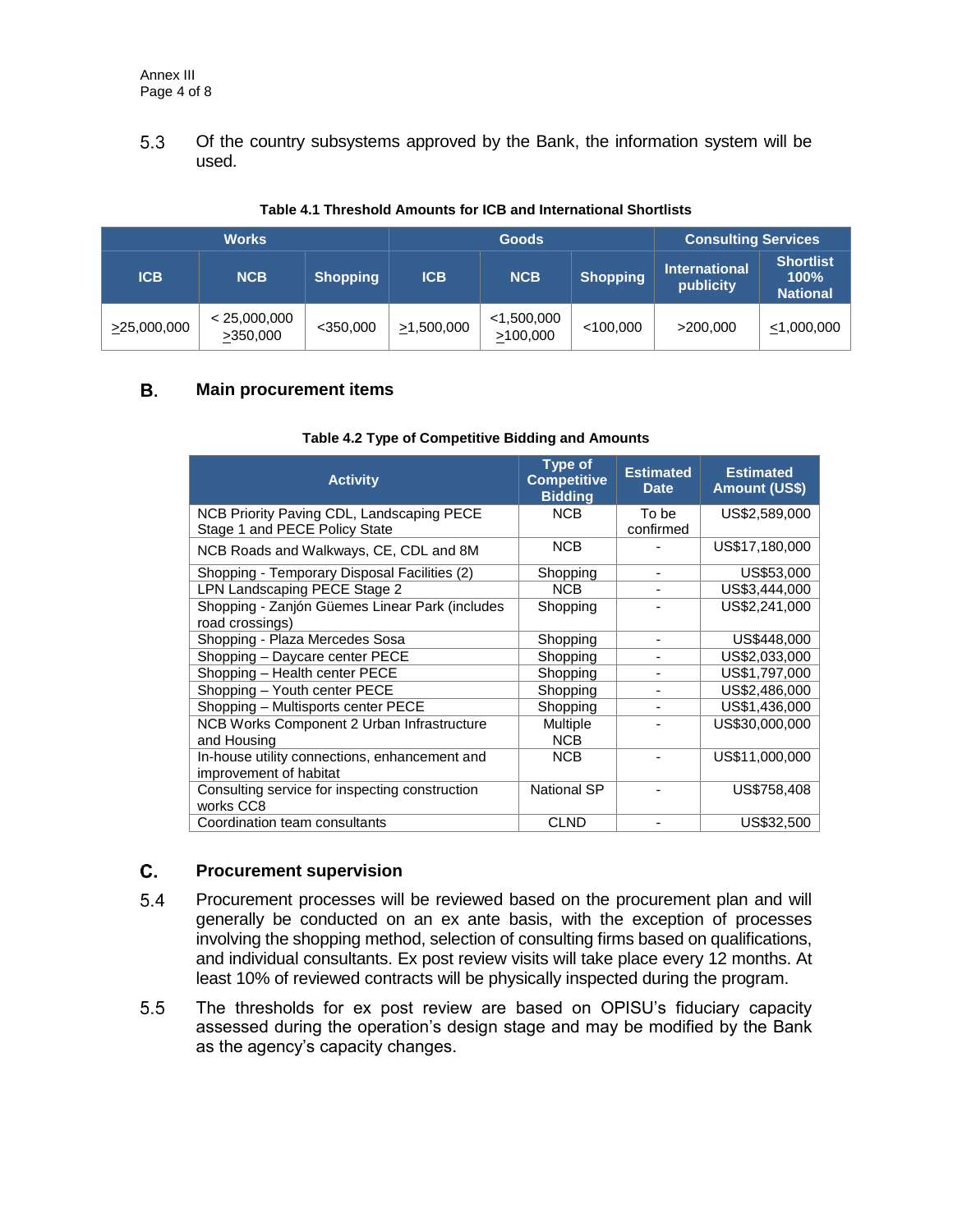5.3 Of the country subsystems approved by the Bank, the information system will be used.

**Table 4.1 Threshold Amounts for ICB and International Shortlists**

| Works | | | Goods | | | Consulting Services | |
|---|---|---|---|---|---|---|---|
| ICB | NCB | Shopping | ICB | NCB | Shopping | International publicity | Shortlist 100% National |
| ≥25,000,000 | < 25,000,000 ≥350,000 | <350,000 | ≥1,500,000 | <1,500,000 ≥100,000 | <100,000 | >200,000 | ≤1,000,000 |

## B. Main procurement items

**Table 4.2 Type of Competitive Bidding and Amounts**

| Activity | Type of Competitive Bidding | Estimated Date | Estimated Amount (US$) |
|---|---|---|---|
| NCB Priority Paving CDL, Landscaping PECE Stage 1 and PECE Policy State | NCB | To be confirmed | US$2,589,000 |
| NCB Roads and Walkways, CE, CDL and 8M | NCB | - | US$17,180,000 |
| Shopping - Temporary Disposal Facilities (2) | Shopping | - | US$53,000 |
| LPN Landscaping PECE Stage 2 | NCB | - | US$3,444,000 |
| Shopping - Zanjón Güemes Linear Park (includes road crossings) | Shopping | - | US$2,241,000 |
| Shopping - Plaza Mercedes Sosa | Shopping | - | US$448,000 |
| Shopping – Daycare center PECE | Shopping | - | US$2,033,000 |
| Shopping – Health center PECE | Shopping | - | US$1,797,000 |
| Shopping – Youth center PECE | Shopping | - | US$2,486,000 |
| Shopping – Multisports center PECE | Shopping | - | US$1,436,000 |
| NCB Works Component 2 Urban Infrastructure and Housing | Multiple NCB | - | US$30,000,000 |
| In-house utility connections, enhancement and improvement of habitat | NCB | - | US$11,000,000 |
| Consulting service for inspecting construction works CC8 | National SP | - | US$758,408 |
| Coordination team consultants | CLND | - | US$32,500 |

## C. Procurement supervision

5.4 Procurement processes will be reviewed based on the procurement plan and will generally be conducted on an ex ante basis, with the exception of processes involving the shopping method, selection of consulting firms based on qualifications, and individual consultants. Ex post review visits will take place every 12 months. At least 10% of reviewed contracts will be physically inspected during the program.

5.5 The thresholds for ex post review are based on OPISU's fiduciary capacity assessed during the operation's design stage and may be modified by the Bank as the agency's capacity changes.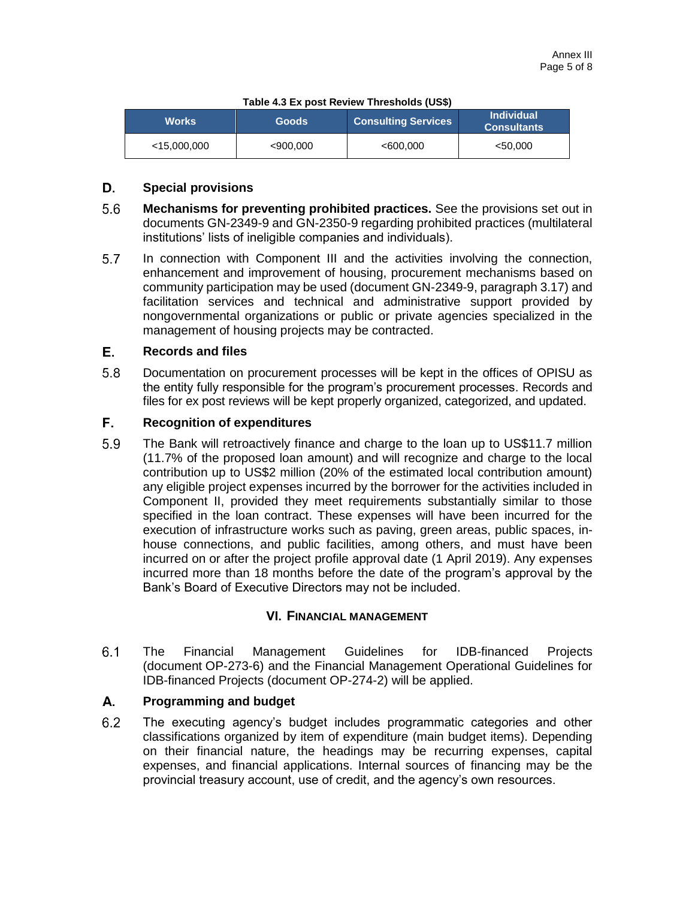**Table 4.3 Ex post Review Thresholds (US$)**

| Works | Goods | Consulting Services | Individual Consultants |
|---|---|---|---|
| <15,000,000 | <900,000 | <600,000 | <50,000 |

## D. Special provisions

5.6 **Mechanisms for preventing prohibited practices.** See the provisions set out in documents GN-2349-9 and GN-2350-9 regarding prohibited practices (multilateral institutions' lists of ineligible companies and individuals).

5.7 In connection with Component III and the activities involving the connection, enhancement and improvement of housing, procurement mechanisms based on community participation may be used (document GN-2349-9, paragraph 3.17) and facilitation services and technical and administrative support provided by nongovernmental organizations or public or private agencies specialized in the management of housing projects may be contracted.

## E. Records and files

5.8 Documentation on procurement processes will be kept in the offices of OPISU as the entity fully responsible for the program's procurement processes. Records and files for ex post reviews will be kept properly organized, categorized, and updated.

## F. Recognition of expenditures

5.9 The Bank will retroactively finance and charge to the loan up to US$11.7 million (11.7% of the proposed loan amount) and will recognize and charge to the local contribution up to US$2 million (20% of the estimated local contribution amount) any eligible project expenses incurred by the borrower for the activities included in Component II, provided they meet requirements substantially similar to those specified in the loan contract. These expenses will have been incurred for the execution of infrastructure works such as paving, green areas, public spaces, in-house connections, and public facilities, among others, and must have been incurred on or after the project profile approval date (1 April 2019). Any expenses incurred more than 18 months before the date of the program's approval by the Bank's Board of Executive Directors may not be included.

# VI. Financial Management

6.1 The Financial Management Guidelines for IDB-financed Projects (document OP-273-6) and the Financial Management Operational Guidelines for IDB-financed Projects (document OP-274-2) will be applied.

## A. Programming and budget

6.2 The executing agency's budget includes programmatic categories and other classifications organized by item of expenditure (main budget items). Depending on their financial nature, the headings may be recurring expenses, capital expenses, and financial applications. Internal sources of financing may be the provincial treasury account, use of credit, and the agency's own resources.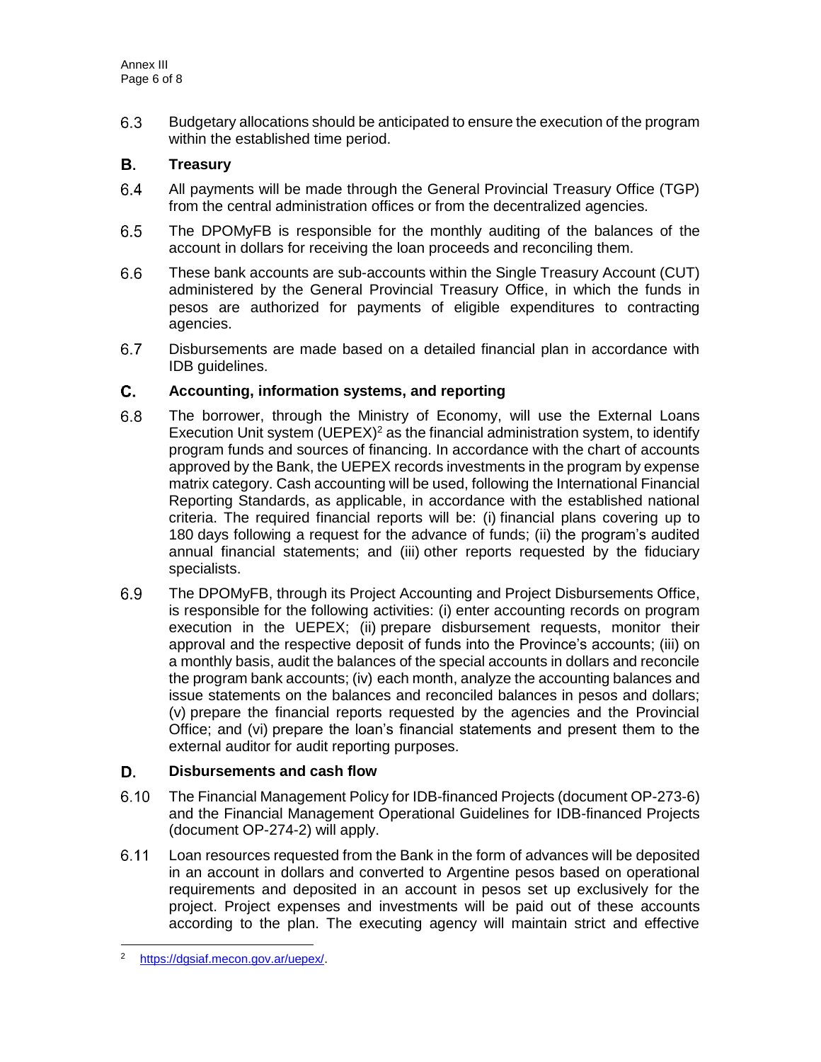6.3 Budgetary allocations should be anticipated to ensure the execution of the program within the established time period.

## B. Treasury

6.4 All payments will be made through the General Provincial Treasury Office (TGP) from the central administration offices or from the decentralized agencies.

6.5 The DPOMyFB is responsible for the monthly auditing of the balances of the account in dollars for receiving the loan proceeds and reconciling them.

6.6 These bank accounts are sub-accounts within the Single Treasury Account (CUT) administered by the General Provincial Treasury Office, in which the funds in pesos are authorized for payments of eligible expenditures to contracting agencies.

6.7 Disbursements are made based on a detailed financial plan in accordance with IDB guidelines.

## C. Accounting, information systems, and reporting

6.8 The borrower, through the Ministry of Economy, will use the External Loans Execution Unit system (UEPEX)[2] as the financial administration system, to identify program funds and sources of financing. In accordance with the chart of accounts approved by the Bank, the UEPEX records investments in the program by expense matrix category. Cash accounting will be used, following the International Financial Reporting Standards, as applicable, in accordance with the established national criteria. The required financial reports will be: (i) financial plans covering up to 180 days following a request for the advance of funds; (ii) the program's audited annual financial statements; and (iii) other reports requested by the fiduciary specialists.

6.9 The DPOMyFB, through its Project Accounting and Project Disbursements Office, is responsible for the following activities: (i) enter accounting records on program execution in the UEPEX; (ii) prepare disbursement requests, monitor their approval and the respective deposit of funds into the Province's accounts; (iii) on a monthly basis, audit the balances of the special accounts in dollars and reconcile the program bank accounts; (iv) each month, analyze the accounting balances and issue statements on the balances and reconciled balances in pesos and dollars; (v) prepare the financial reports requested by the agencies and the Provincial Office; and (vi) prepare the loan's financial statements and present them to the external auditor for audit reporting purposes.

## D. Disbursements and cash flow

6.10 The Financial Management Policy for IDB-financed Projects (document OP-273-6) and the Financial Management Operational Guidelines for IDB-financed Projects (document OP-274-2) will apply.

6.11 Loan resources requested from the Bank in the form of advances will be deposited in an account in dollars and converted to Argentine pesos based on operational requirements and deposited in an account in pesos set up exclusively for the project. Project expenses and investments will be paid out of these accounts according to the plan. The executing agency will maintain strict and effective

[2] https://dgsiaf.mecon.gov.ar/uepex/.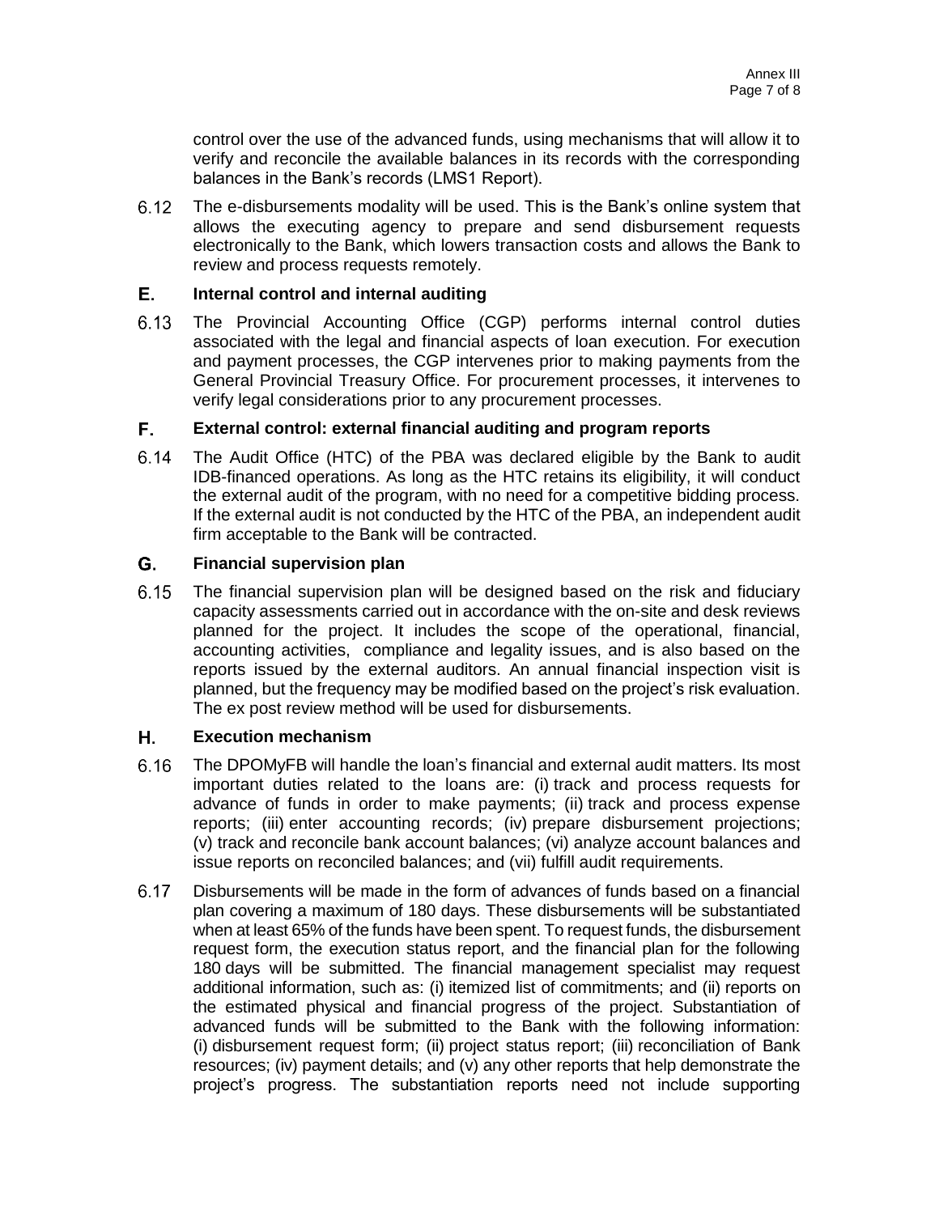control over the use of the advanced funds, using mechanisms that will allow it to verify and reconcile the available balances in its records with the corresponding balances in the Bank's records (LMS1 Report).

6.12 The e-disbursements modality will be used. This is the Bank's online system that allows the executing agency to prepare and send disbursement requests electronically to the Bank, which lowers transaction costs and allows the Bank to review and process requests remotely.

## E. Internal control and internal auditing

6.13 The Provincial Accounting Office (CGP) performs internal control duties associated with the legal and financial aspects of loan execution. For execution and payment processes, the CGP intervenes prior to making payments from the General Provincial Treasury Office. For procurement processes, it intervenes to verify legal considerations prior to any procurement processes.

## F. External control: external financial auditing and program reports

6.14 The Audit Office (HTC) of the PBA was declared eligible by the Bank to audit IDB-financed operations. As long as the HTC retains its eligibility, it will conduct the external audit of the program, with no need for a competitive bidding process. If the external audit is not conducted by the HTC of the PBA, an independent audit firm acceptable to the Bank will be contracted.

## G. Financial supervision plan

6.15 The financial supervision plan will be designed based on the risk and fiduciary capacity assessments carried out in accordance with the on-site and desk reviews planned for the project. It includes the scope of the operational, financial, accounting activities, compliance and legality issues, and is also based on the reports issued by the external auditors. An annual financial inspection visit is planned, but the frequency may be modified based on the project's risk evaluation. The ex post review method will be used for disbursements.

## H. Execution mechanism

6.16 The DPOMyFB will handle the loan's financial and external audit matters. Its most important duties related to the loans are: (i) track and process requests for advance of funds in order to make payments; (ii) track and process expense reports; (iii) enter accounting records; (iv) prepare disbursement projections; (v) track and reconcile bank account balances; (vi) analyze account balances and issue reports on reconciled balances; and (vii) fulfill audit requirements.

6.17 Disbursements will be made in the form of advances of funds based on a financial plan covering a maximum of 180 days. These disbursements will be substantiated when at least 65% of the funds have been spent. To request funds, the disbursement request form, the execution status report, and the financial plan for the following 180 days will be submitted. The financial management specialist may request additional information, such as: (i) itemized list of commitments; and (ii) reports on the estimated physical and financial progress of the project. Substantiation of advanced funds will be submitted to the Bank with the following information: (i) disbursement request form; (ii) project status report; (iii) reconciliation of Bank resources; (iv) payment details; and (v) any other reports that help demonstrate the project's progress. The substantiation reports need not include supporting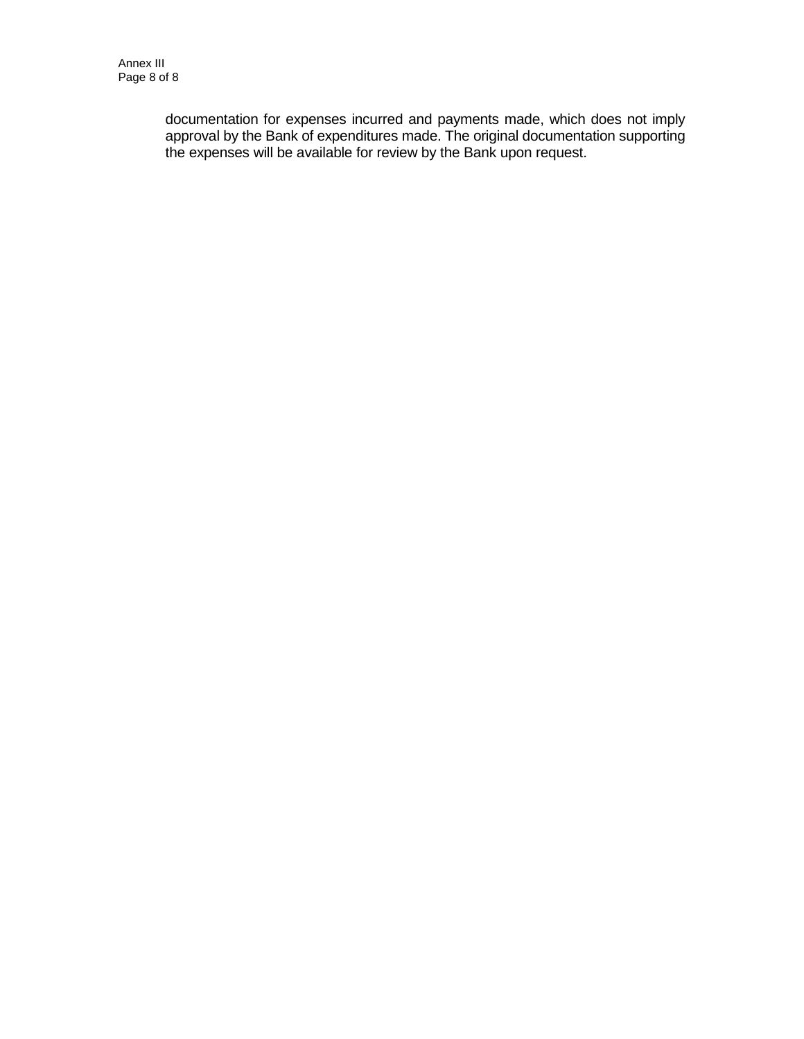documentation for expenses incurred and payments made, which does not imply approval by the Bank of expenditures made. The original documentation supporting the expenses will be available for review by the Bank upon request.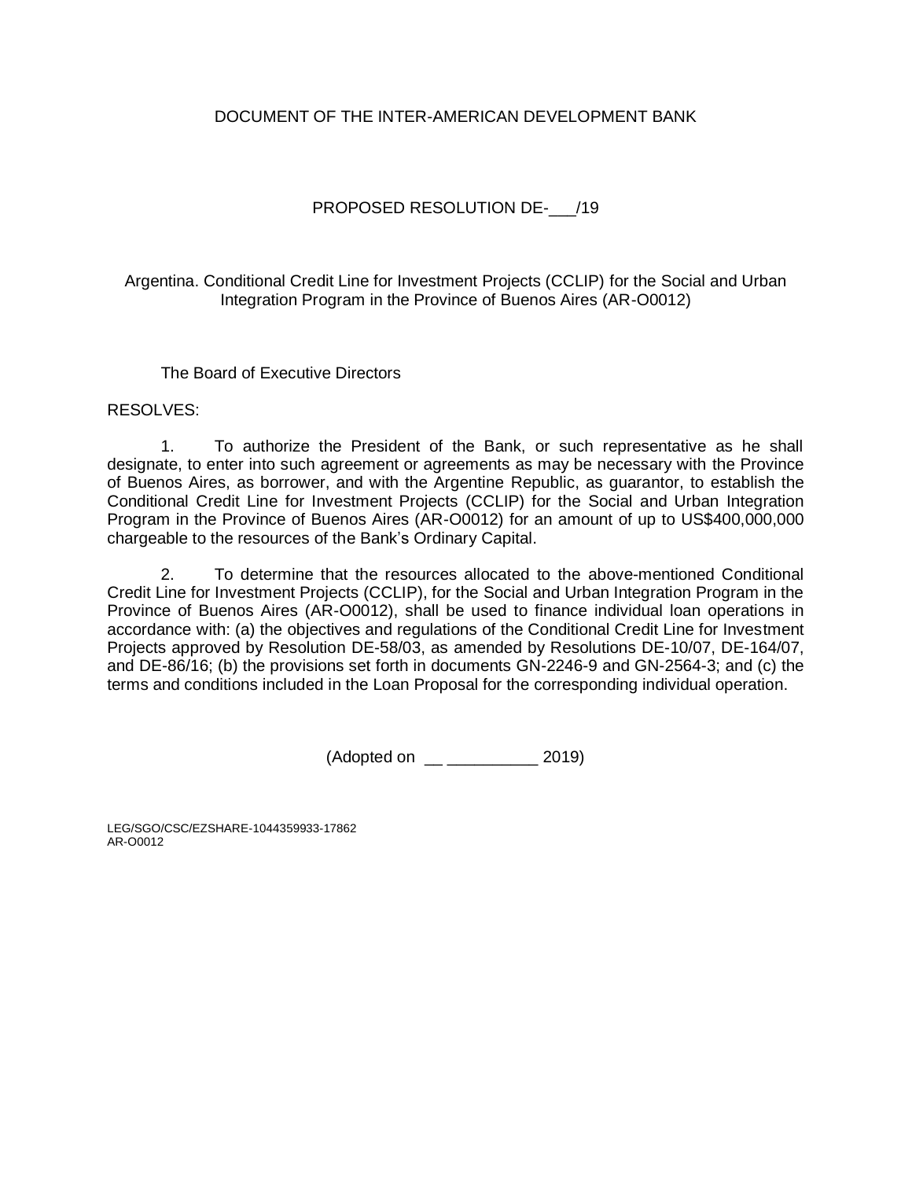DOCUMENT OF THE INTER-AMERICAN DEVELOPMENT BANK

PROPOSED RESOLUTION DE-___/19

Argentina. Conditional Credit Line for Investment Projects (CCLIP) for the Social and Urban Integration Program in the Province of Buenos Aires (AR-O0012)

The Board of Executive Directors

RESOLVES:

1. To authorize the President of the Bank, or such representative as he shall designate, to enter into such agreement or agreements as may be necessary with the Province of Buenos Aires, as borrower, and with the Argentine Republic, as guarantor, to establish the Conditional Credit Line for Investment Projects (CCLIP) for the Social and Urban Integration Program in the Province of Buenos Aires (AR-O0012) for an amount of up to US$400,000,000 chargeable to the resources of the Bank's Ordinary Capital.

2. To determine that the resources allocated to the above-mentioned Conditional Credit Line for Investment Projects (CCLIP), for the Social and Urban Integration Program in the Province of Buenos Aires (AR-O0012), shall be used to finance individual loan operations in accordance with: (a) the objectives and regulations of the Conditional Credit Line for Investment Projects approved by Resolution DE-58/03, as amended by Resolutions DE-10/07, DE-164/07, and DE-86/16; (b) the provisions set forth in documents GN-2246-9 and GN-2564-3; and (c) the terms and conditions included in the Loan Proposal for the corresponding individual operation.

(Adopted on __ __________ 2019)

LEG/SGO/CSC/EZSHARE-1044359933-17862
AR-O0012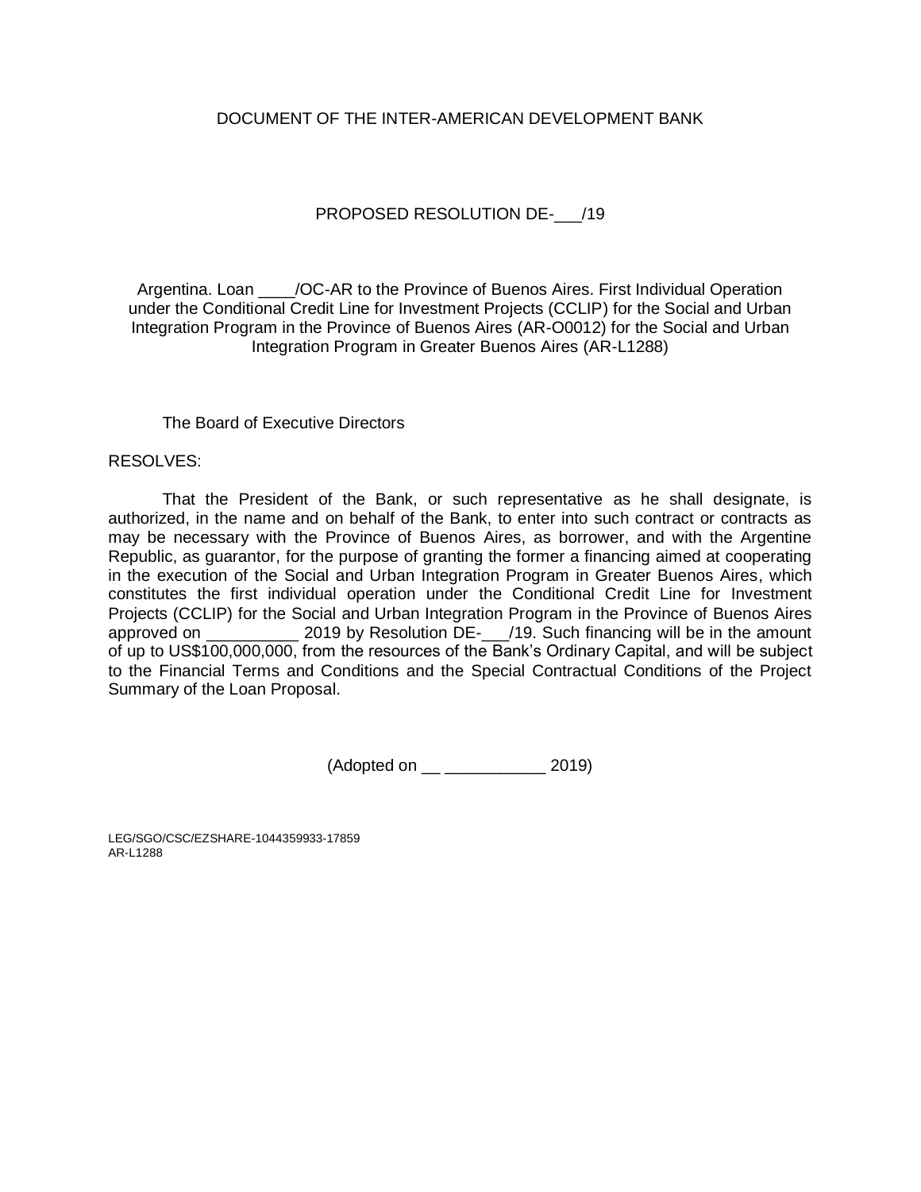DOCUMENT OF THE INTER-AMERICAN DEVELOPMENT BANK

PROPOSED RESOLUTION DE-___/19

Argentina. Loan ____/OC-AR to the Province of Buenos Aires. First Individual Operation under the Conditional Credit Line for Investment Projects (CCLIP) for the Social and Urban Integration Program in the Province of Buenos Aires (AR-O0012) for the Social and Urban Integration Program in Greater Buenos Aires (AR-L1288)

The Board of Executive Directors

RESOLVES:

That the President of the Bank, or such representative as he shall designate, is authorized, in the name and on behalf of the Bank, to enter into such contract or contracts as may be necessary with the Province of Buenos Aires, as borrower, and with the Argentine Republic, as guarantor, for the purpose of granting the former a financing aimed at cooperating in the execution of the Social and Urban Integration Program in Greater Buenos Aires, which constitutes the first individual operation under the Conditional Credit Line for Investment Projects (CCLIP) for the Social and Urban Integration Program in the Province of Buenos Aires approved on __________ 2019 by Resolution DE-___/19. Such financing will be in the amount of up to US$100,000,000, from the resources of the Bank's Ordinary Capital, and will be subject to the Financial Terms and Conditions and the Special Contractual Conditions of the Project Summary of the Loan Proposal.

(Adopted on __ ___________ 2019)

LEG/SGO/CSC/EZSHARE-1044359933-17859
AR-L1288